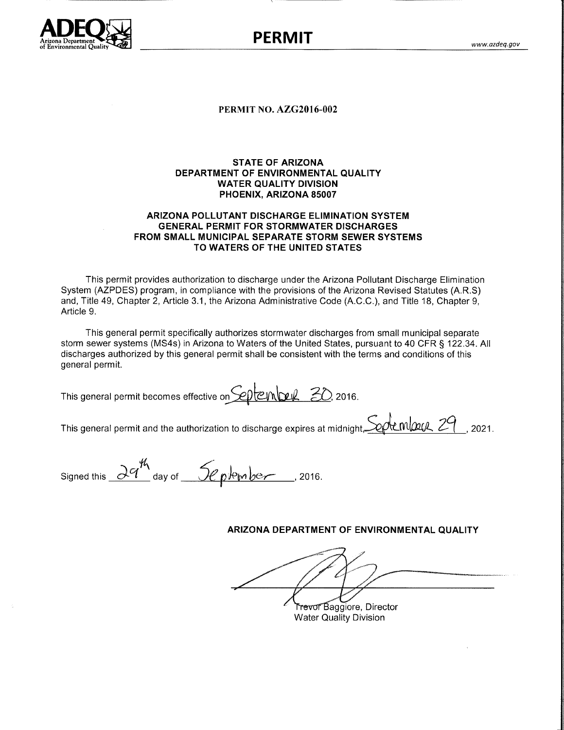**PERMIT**

**PERMIT NO. AZG2016-002**

**STATE OF ARIZONA**
**DEPARTMENT OF ENVIRONMENTAL QUALITY**
**WATER QUALITY DIVISION**
**PHOENIX, ARIZONA 85007**

**ARIZONA POLLUTANT DISCHARGE ELIMINATION SYSTEM**
**GENERAL PERMIT FOR STORMWATER DISCHARGES**
**FROM SMALL MUNICIPAL SEPARATE STORM SEWER SYSTEMS**
**TO WATERS OF THE UNITED STATES**

This permit provides authorization to discharge under the Arizona Pollutant Discharge Elimination System (AZPDES) program, in compliance with the provisions of the Arizona Revised Statutes (A.R.S) and, Title 49, Chapter 2, Article 3.1, the Arizona Administrative Code (A.C.C.), and Title 18, Chapter 9, Article 9.

This general permit specifically authorizes stormwater discharges from small municipal separate storm sewer systems (MS4s) in Arizona to Waters of the United States, pursuant to 40 CFR § 122.34. All discharges authorized by this general permit shall be consistent with the terms and conditions of this general permit.

This general permit becomes effective on September 30, 2016.

This general permit and the authorization to discharge expires at midnight, September 29, 2021.

Signed this 29th day of September, 2016.

**ARIZONA DEPARTMENT OF ENVIRONMENTAL QUALITY**

Trevor Baggiore, Director
Water Quality Division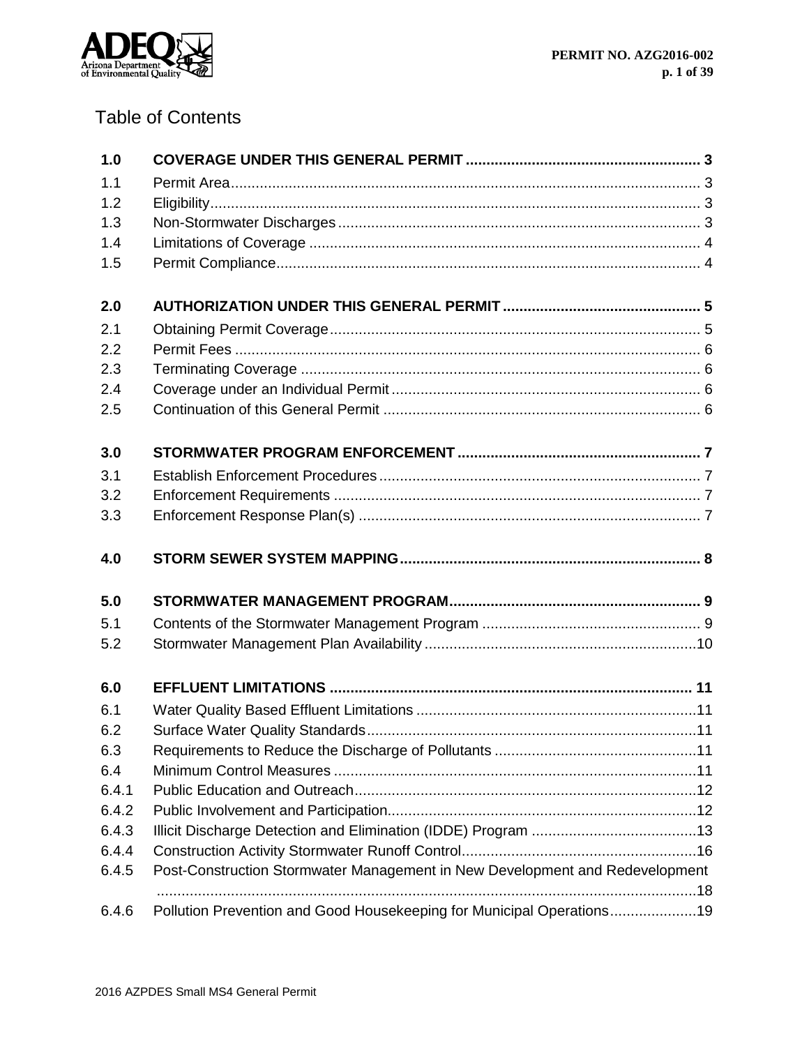# Table of Contents

| | | |
|---|---|---|
| **1.0** | **COVERAGE UNDER THIS GENERAL PERMIT** | **3** |
| 1.1 | Permit Area | 3 |
| 1.2 | Eligibility | 3 |
| 1.3 | Non-Stormwater Discharges | 3 |
| 1.4 | Limitations of Coverage | 4 |
| 1.5 | Permit Compliance | 4 |
| **2.0** | **AUTHORIZATION UNDER THIS GENERAL PERMIT** | **5** |
| 2.1 | Obtaining Permit Coverage | 5 |
| 2.2 | Permit Fees | 6 |
| 2.3 | Terminating Coverage | 6 |
| 2.4 | Coverage under an Individual Permit | 6 |
| 2.5 | Continuation of this General Permit | 6 |
| **3.0** | **STORMWATER PROGRAM ENFORCEMENT** | **7** |
| 3.1 | Establish Enforcement Procedures | 7 |
| 3.2 | Enforcement Requirements | 7 |
| 3.3 | Enforcement Response Plan(s) | 7 |
| **4.0** | **STORM SEWER SYSTEM MAPPING** | **8** |
| **5.0** | **STORMWATER MANAGEMENT PROGRAM** | **9** |
| 5.1 | Contents of the Stormwater Management Program | 9 |
| 5.2 | Stormwater Management Plan Availability | 10 |
| **6.0** | **EFFLUENT LIMITATIONS** | **11** |
| 6.1 | Water Quality Based Effluent Limitations | 11 |
| 6.2 | Surface Water Quality Standards | 11 |
| 6.3 | Requirements to Reduce the Discharge of Pollutants | 11 |
| 6.4 | Minimum Control Measures | 11 |
| 6.4.1 | Public Education and Outreach | 12 |
| 6.4.2 | Public Involvement and Participation | 12 |
| 6.4.3 | Illicit Discharge Detection and Elimination (IDDE) Program | 13 |
| 6.4.4 | Construction Activity Stormwater Runoff Control | 16 |
| 6.4.5 | Post-Construction Stormwater Management in New Development and Redevelopment | 18 |
| 6.4.6 | Pollution Prevention and Good Housekeeping for Municipal Operations | 19 |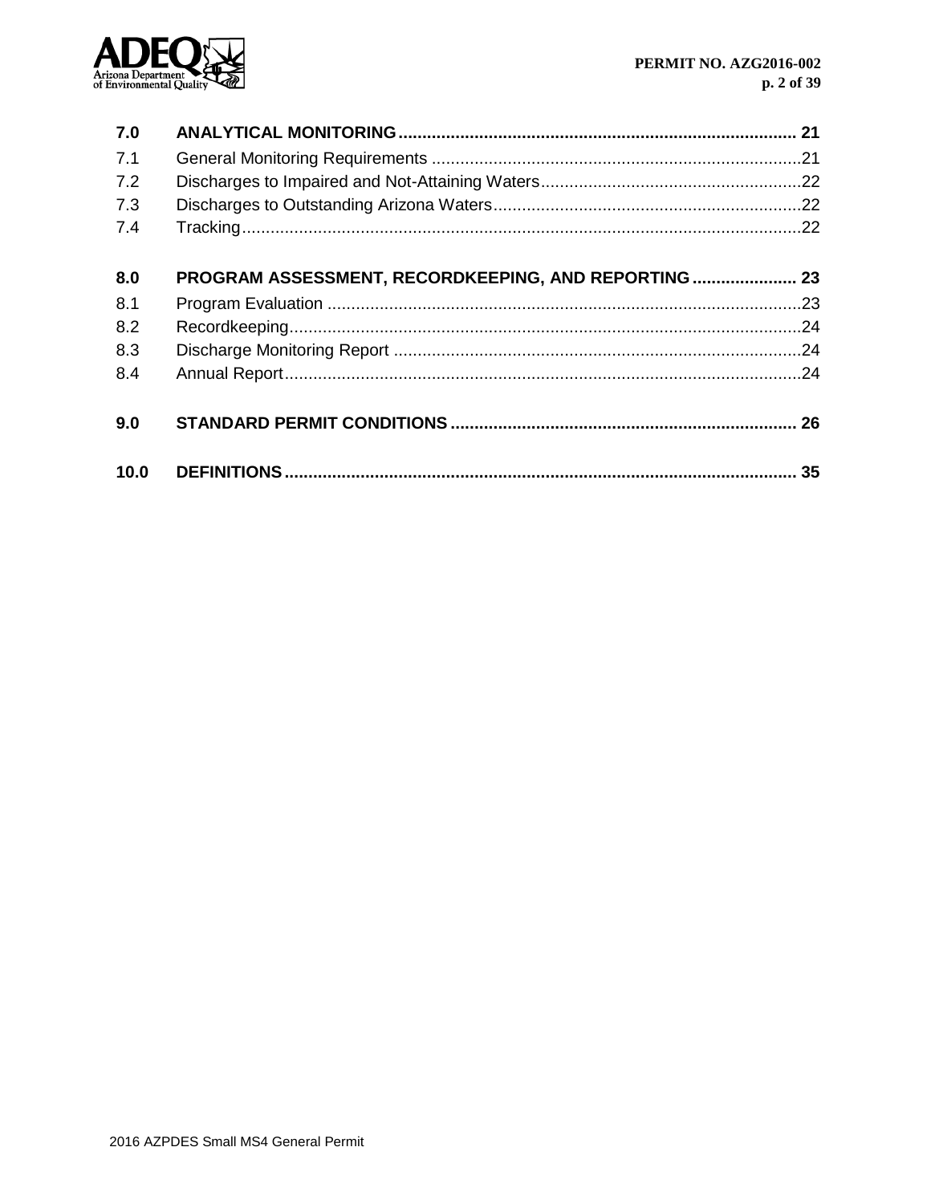| | | |
|---|---|---|
| **7.0** | **ANALYTICAL MONITORING** | **21** |
| 7.1 | General Monitoring Requirements | 21 |
| 7.2 | Discharges to Impaired and Not-Attaining Waters | 22 |
| 7.3 | Discharges to Outstanding Arizona Waters | 22 |
| 7.4 | Tracking | 22 |
| **8.0** | **PROGRAM ASSESSMENT, RECORDKEEPING, AND REPORTING** | **23** |
| 8.1 | Program Evaluation | 23 |
| 8.2 | Recordkeeping | 24 |
| 8.3 | Discharge Monitoring Report | 24 |
| 8.4 | Annual Report | 24 |
| **9.0** | **STANDARD PERMIT CONDITIONS** | **26** |
| **10.0** | **DEFINITIONS** | **35** |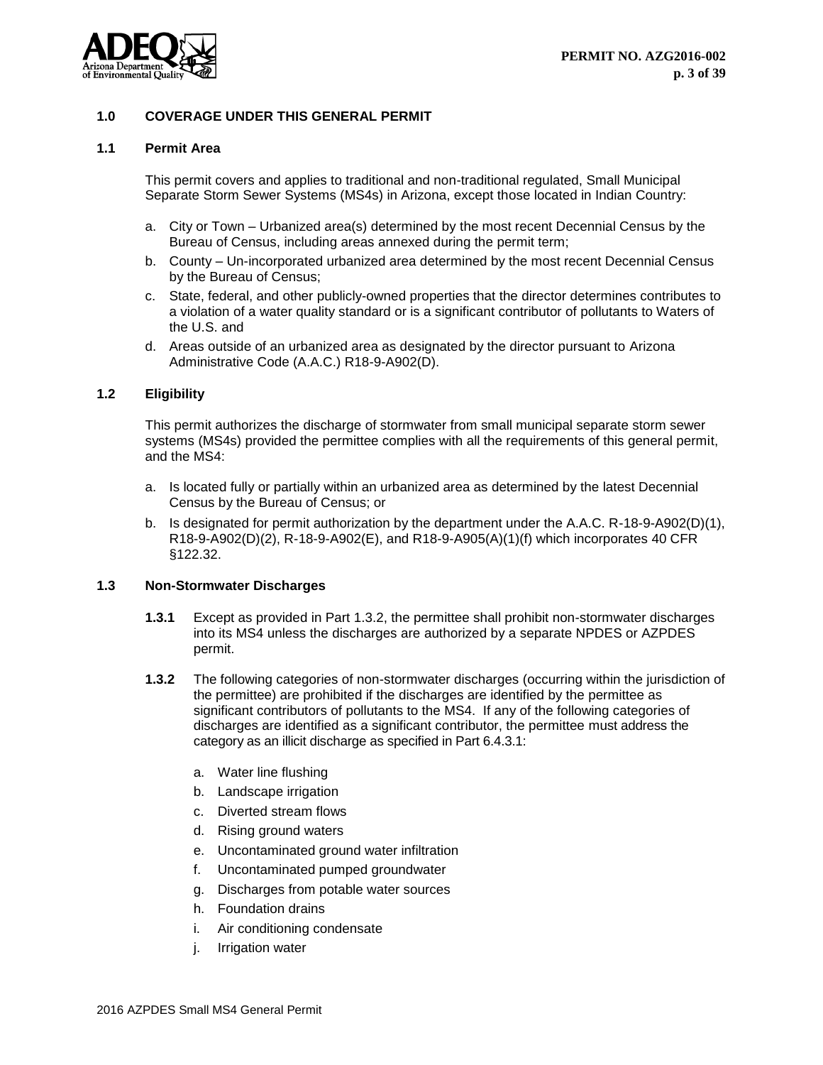## 1.0 COVERAGE UNDER THIS GENERAL PERMIT

### 1.1 Permit Area

This permit covers and applies to traditional and non-traditional regulated, Small Municipal Separate Storm Sewer Systems (MS4s) in Arizona, except those located in Indian Country:

a. City or Town – Urbanized area(s) determined by the most recent Decennial Census by the Bureau of Census, including areas annexed during the permit term;
b. County – Un-incorporated urbanized area determined by the most recent Decennial Census by the Bureau of Census;
c. State, federal, and other publicly-owned properties that the director determines contributes to a violation of a water quality standard or is a significant contributor of pollutants to Waters of the U.S. and
d. Areas outside of an urbanized area as designated by the director pursuant to Arizona Administrative Code (A.A.C.) R18-9-A902(D).

### 1.2 Eligibility

This permit authorizes the discharge of stormwater from small municipal separate storm sewer systems (MS4s) provided the permittee complies with all the requirements of this general permit, and the MS4:

a. Is located fully or partially within an urbanized area as determined by the latest Decennial Census by the Bureau of Census; or
b. Is designated for permit authorization by the department under the A.A.C. R-18-9-A902(D)(1), R18-9-A902(D)(2), R-18-9-A902(E), and R18-9-A905(A)(1)(f) which incorporates 40 CFR §122.32.

### 1.3 Non-Stormwater Discharges

**1.3.1** Except as provided in Part 1.3.2, the permittee shall prohibit non-stormwater discharges into its MS4 unless the discharges are authorized by a separate NPDES or AZPDES permit.

**1.3.2** The following categories of non-stormwater discharges (occurring within the jurisdiction of the permittee) are prohibited if the discharges are identified by the permittee as significant contributors of pollutants to the MS4. If any of the following categories of discharges are identified as a significant contributor, the permittee must address the category as an illicit discharge as specified in Part 6.4.3.1:

a. Water line flushing
b. Landscape irrigation
c. Diverted stream flows
d. Rising ground waters
e. Uncontaminated ground water infiltration
f. Uncontaminated pumped groundwater
g. Discharges from potable water sources
h. Foundation drains
i. Air conditioning condensate
j. Irrigation water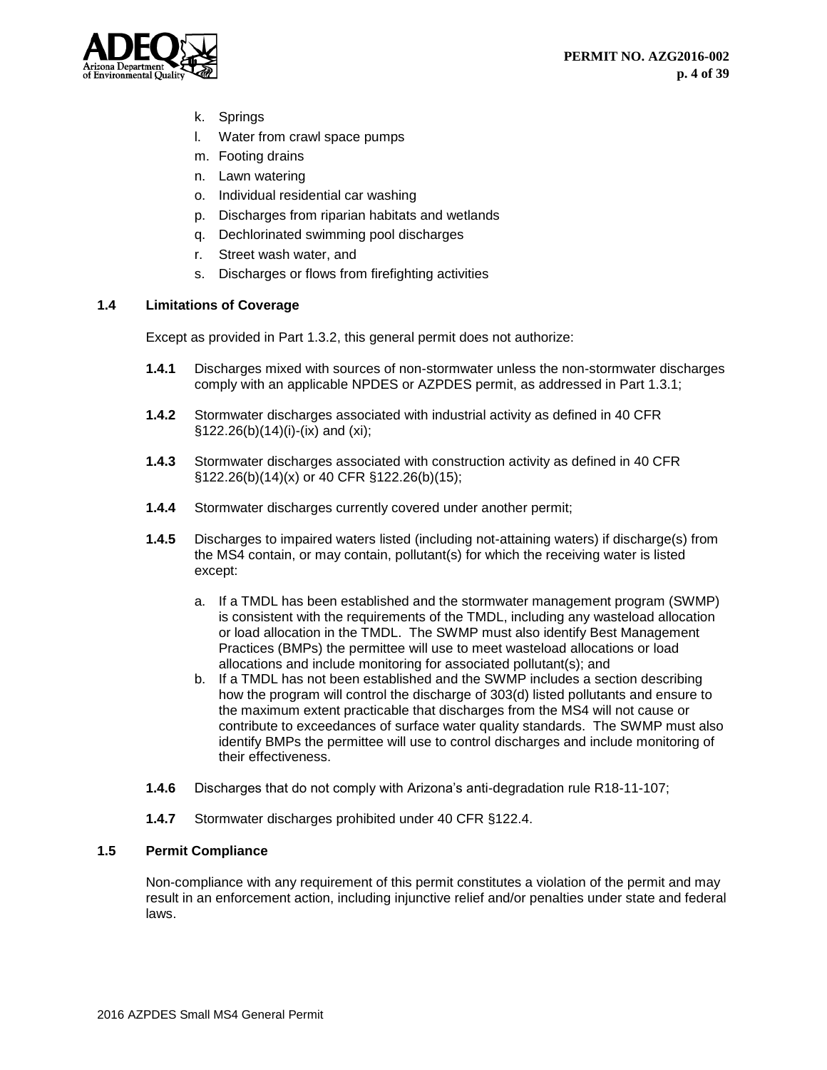k. Springs
l. Water from crawl space pumps
m. Footing drains
n. Lawn watering
o. Individual residential car washing
p. Discharges from riparian habitats and wetlands
q. Dechlorinated swimming pool discharges
r. Street wash water, and
s. Discharges or flows from firefighting activities

### 1.4 Limitations of Coverage

Except as provided in Part 1.3.2, this general permit does not authorize:

**1.4.1** Discharges mixed with sources of non-stormwater unless the non-stormwater discharges comply with an applicable NPDES or AZPDES permit, as addressed in Part 1.3.1;

**1.4.2** Stormwater discharges associated with industrial activity as defined in 40 CFR §122.26(b)(14)(i)-(ix) and (xi);

**1.4.3** Stormwater discharges associated with construction activity as defined in 40 CFR §122.26(b)(14)(x) or 40 CFR §122.26(b)(15);

**1.4.4** Stormwater discharges currently covered under another permit;

**1.4.5** Discharges to impaired waters listed (including not-attaining waters) if discharge(s) from the MS4 contain, or may contain, pollutant(s) for which the receiving water is listed except:

a. If a TMDL has been established and the stormwater management program (SWMP) is consistent with the requirements of the TMDL, including any wasteload allocation or load allocation in the TMDL. The SWMP must also identify Best Management Practices (BMPs) the permittee will use to meet wasteload allocations or load allocations and include monitoring for associated pollutant(s); and
b. If a TMDL has not been established and the SWMP includes a section describing how the program will control the discharge of 303(d) listed pollutants and ensure to the maximum extent practicable that discharges from the MS4 will not cause or contribute to exceedances of surface water quality standards. The SWMP must also identify BMPs the permittee will use to control discharges and include monitoring of their effectiveness.

**1.4.6** Discharges that do not comply with Arizona's anti-degradation rule R18-11-107;

**1.4.7** Stormwater discharges prohibited under 40 CFR §122.4.

### 1.5 Permit Compliance

Non-compliance with any requirement of this permit constitutes a violation of the permit and may result in an enforcement action, including injunctive relief and/or penalties under state and federal laws.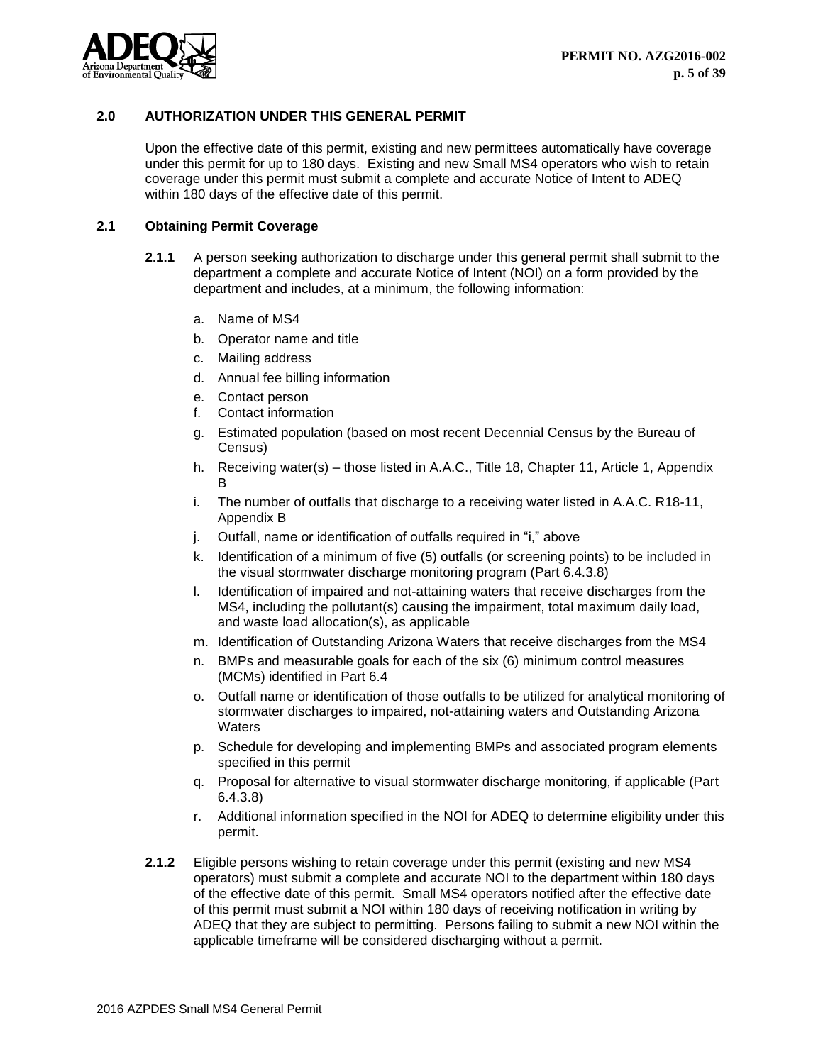## 2.0 AUTHORIZATION UNDER THIS GENERAL PERMIT

Upon the effective date of this permit, existing and new permittees automatically have coverage under this permit for up to 180 days. Existing and new Small MS4 operators who wish to retain coverage under this permit must submit a complete and accurate Notice of Intent to ADEQ within 180 days of the effective date of this permit.

### 2.1 Obtaining Permit Coverage

**2.1.1** A person seeking authorization to discharge under this general permit shall submit to the department a complete and accurate Notice of Intent (NOI) on a form provided by the department and includes, at a minimum, the following information:

a. Name of MS4
b. Operator name and title
c. Mailing address
d. Annual fee billing information
e. Contact person
f. Contact information
g. Estimated population (based on most recent Decennial Census by the Bureau of Census)
h. Receiving water(s) – those listed in A.A.C., Title 18, Chapter 11, Article 1, Appendix B
i. The number of outfalls that discharge to a receiving water listed in A.A.C. R18-11, Appendix B
j. Outfall, name or identification of outfalls required in "i," above
k. Identification of a minimum of five (5) outfalls (or screening points) to be included in the visual stormwater discharge monitoring program (Part 6.4.3.8)
l. Identification of impaired and not-attaining waters that receive discharges from the MS4, including the pollutant(s) causing the impairment, total maximum daily load, and waste load allocation(s), as applicable
m. Identification of Outstanding Arizona Waters that receive discharges from the MS4
n. BMPs and measurable goals for each of the six (6) minimum control measures (MCMs) identified in Part 6.4
o. Outfall name or identification of those outfalls to be utilized for analytical monitoring of stormwater discharges to impaired, not-attaining waters and Outstanding Arizona Waters
p. Schedule for developing and implementing BMPs and associated program elements specified in this permit
q. Proposal for alternative to visual stormwater discharge monitoring, if applicable (Part 6.4.3.8)
r. Additional information specified in the NOI for ADEQ to determine eligibility under this permit.

**2.1.2** Eligible persons wishing to retain coverage under this permit (existing and new MS4 operators) must submit a complete and accurate NOI to the department within 180 days of the effective date of this permit. Small MS4 operators notified after the effective date of this permit must submit a NOI within 180 days of receiving notification in writing by ADEQ that they are subject to permitting. Persons failing to submit a new NOI within the applicable timeframe will be considered discharging without a permit.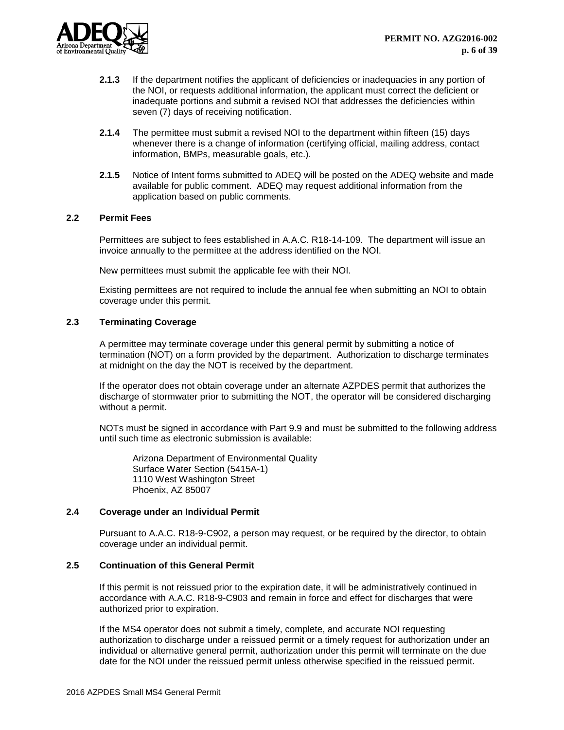**2.1.3** If the department notifies the applicant of deficiencies or inadequacies in any portion of the NOI, or requests additional information, the applicant must correct the deficient or inadequate portions and submit a revised NOI that addresses the deficiencies within seven (7) days of receiving notification.

**2.1.4** The permittee must submit a revised NOI to the department within fifteen (15) days whenever there is a change of information (certifying official, mailing address, contact information, BMPs, measurable goals, etc.).

**2.1.5** Notice of Intent forms submitted to ADEQ will be posted on the ADEQ website and made available for public comment. ADEQ may request additional information from the application based on public comments.

### 2.2 Permit Fees

Permittees are subject to fees established in A.A.C. R18-14-109. The department will issue an invoice annually to the permittee at the address identified on the NOI.

New permittees must submit the applicable fee with their NOI.

Existing permittees are not required to include the annual fee when submitting an NOI to obtain coverage under this permit.

### 2.3 Terminating Coverage

A permittee may terminate coverage under this general permit by submitting a notice of termination (NOT) on a form provided by the department. Authorization to discharge terminates at midnight on the day the NOT is received by the department.

If the operator does not obtain coverage under an alternate AZPDES permit that authorizes the discharge of stormwater prior to submitting the NOT, the operator will be considered discharging without a permit.

NOTs must be signed in accordance with Part 9.9 and must be submitted to the following address until such time as electronic submission is available:

Arizona Department of Environmental Quality
Surface Water Section (5415A-1)
1110 West Washington Street
Phoenix, AZ 85007

### 2.4 Coverage under an Individual Permit

Pursuant to A.A.C. R18-9-C902, a person may request, or be required by the director, to obtain coverage under an individual permit.

### 2.5 Continuation of this General Permit

If this permit is not reissued prior to the expiration date, it will be administratively continued in accordance with A.A.C. R18-9-C903 and remain in force and effect for discharges that were authorized prior to expiration.

If the MS4 operator does not submit a timely, complete, and accurate NOI requesting authorization to discharge under a reissued permit or a timely request for authorization under an individual or alternative general permit, authorization under this permit will terminate on the due date for the NOI under the reissued permit unless otherwise specified in the reissued permit.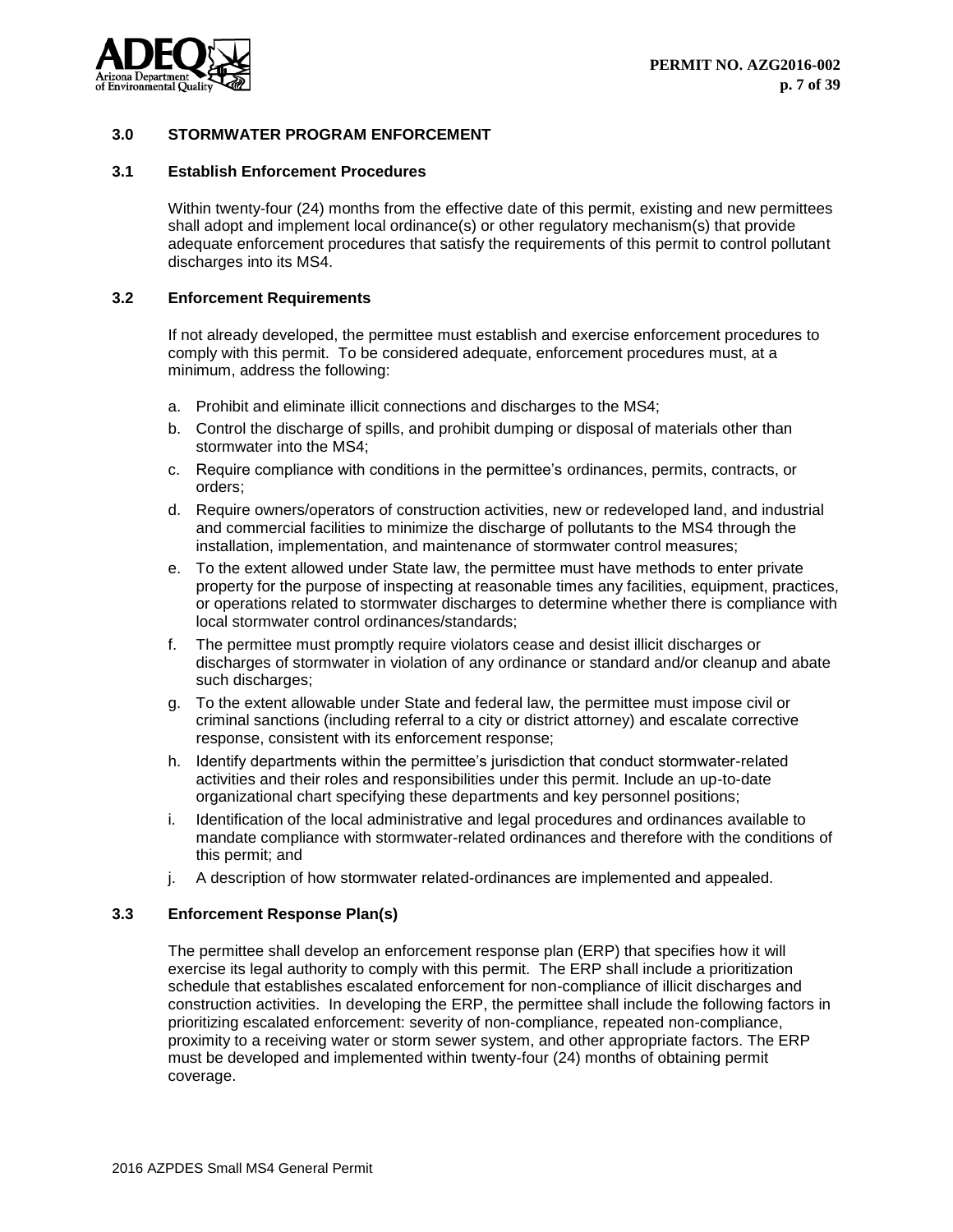## 3.0 STORMWATER PROGRAM ENFORCEMENT

### 3.1 Establish Enforcement Procedures

Within twenty-four (24) months from the effective date of this permit, existing and new permittees shall adopt and implement local ordinance(s) or other regulatory mechanism(s) that provide adequate enforcement procedures that satisfy the requirements of this permit to control pollutant discharges into its MS4.

### 3.2 Enforcement Requirements

If not already developed, the permittee must establish and exercise enforcement procedures to comply with this permit. To be considered adequate, enforcement procedures must, at a minimum, address the following:

a. Prohibit and eliminate illicit connections and discharges to the MS4;

b. Control the discharge of spills, and prohibit dumping or disposal of materials other than stormwater into the MS4;

c. Require compliance with conditions in the permittee's ordinances, permits, contracts, or orders;

d. Require owners/operators of construction activities, new or redeveloped land, and industrial and commercial facilities to minimize the discharge of pollutants to the MS4 through the installation, implementation, and maintenance of stormwater control measures;

e. To the extent allowed under State law, the permittee must have methods to enter private property for the purpose of inspecting at reasonable times any facilities, equipment, practices, or operations related to stormwater discharges to determine whether there is compliance with local stormwater control ordinances/standards;

f. The permittee must promptly require violators cease and desist illicit discharges or discharges of stormwater in violation of any ordinance or standard and/or cleanup and abate such discharges;

g. To the extent allowable under State and federal law, the permittee must impose civil or criminal sanctions (including referral to a city or district attorney) and escalate corrective response, consistent with its enforcement response;

h. Identify departments within the permittee's jurisdiction that conduct stormwater-related activities and their roles and responsibilities under this permit. Include an up-to-date organizational chart specifying these departments and key personnel positions;

i. Identification of the local administrative and legal procedures and ordinances available to mandate compliance with stormwater-related ordinances and therefore with the conditions of this permit; and

j. A description of how stormwater related-ordinances are implemented and appealed.

### 3.3 Enforcement Response Plan(s)

The permittee shall develop an enforcement response plan (ERP) that specifies how it will exercise its legal authority to comply with this permit. The ERP shall include a prioritization schedule that establishes escalated enforcement for non-compliance of illicit discharges and construction activities. In developing the ERP, the permittee shall include the following factors in prioritizing escalated enforcement: severity of non-compliance, repeated non-compliance, proximity to a receiving water or storm sewer system, and other appropriate factors. The ERP must be developed and implemented within twenty-four (24) months of obtaining permit coverage.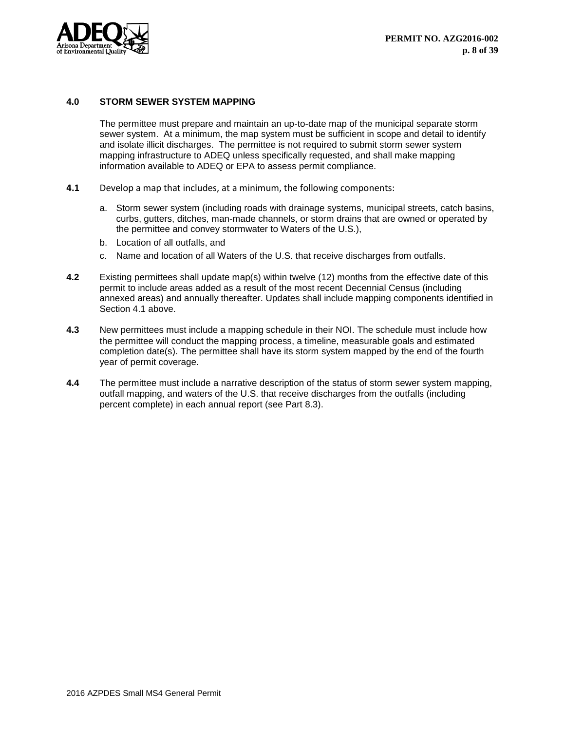## 4.0 STORM SEWER SYSTEM MAPPING

The permittee must prepare and maintain an up-to-date map of the municipal separate storm sewer system. At a minimum, the map system must be sufficient in scope and detail to identify and isolate illicit discharges. The permittee is not required to submit storm sewer system mapping infrastructure to ADEQ unless specifically requested, and shall make mapping information available to ADEQ or EPA to assess permit compliance.

**4.1** Develop a map that includes, at a minimum, the following components:

a. Storm sewer system (including roads with drainage systems, municipal streets, catch basins, curbs, gutters, ditches, man-made channels, or storm drains that are owned or operated by the permittee and convey stormwater to Waters of the U.S.),

b. Location of all outfalls, and

c. Name and location of all Waters of the U.S. that receive discharges from outfalls.

**4.2** Existing permittees shall update map(s) within twelve (12) months from the effective date of this permit to include areas added as a result of the most recent Decennial Census (including annexed areas) and annually thereafter. Updates shall include mapping components identified in Section 4.1 above.

**4.3** New permittees must include a mapping schedule in their NOI. The schedule must include how the permittee will conduct the mapping process, a timeline, measurable goals and estimated completion date(s). The permittee shall have its storm system mapped by the end of the fourth year of permit coverage.

**4.4** The permittee must include a narrative description of the status of storm sewer system mapping, outfall mapping, and waters of the U.S. that receive discharges from the outfalls (including percent complete) in each annual report (see Part 8.3).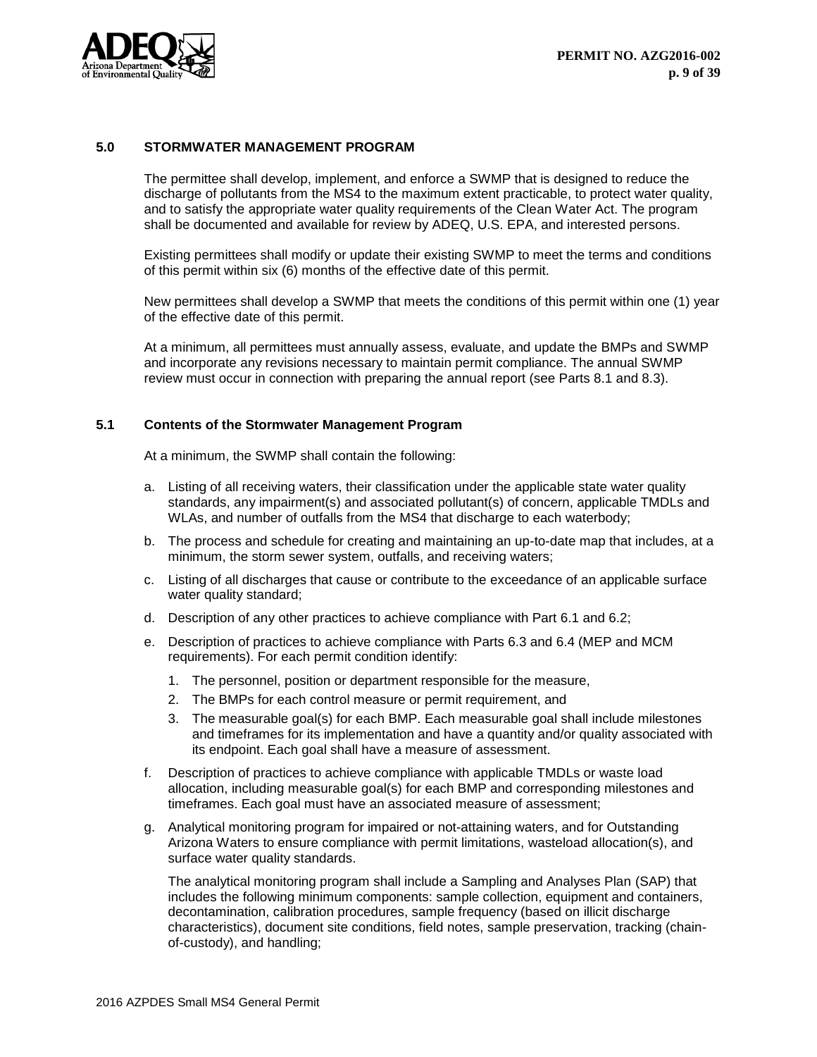## 5.0 STORMWATER MANAGEMENT PROGRAM

The permittee shall develop, implement, and enforce a SWMP that is designed to reduce the discharge of pollutants from the MS4 to the maximum extent practicable, to protect water quality, and to satisfy the appropriate water quality requirements of the Clean Water Act. The program shall be documented and available for review by ADEQ, U.S. EPA, and interested persons.

Existing permittees shall modify or update their existing SWMP to meet the terms and conditions of this permit within six (6) months of the effective date of this permit.

New permittees shall develop a SWMP that meets the conditions of this permit within one (1) year of the effective date of this permit.

At a minimum, all permittees must annually assess, evaluate, and update the BMPs and SWMP and incorporate any revisions necessary to maintain permit compliance. The annual SWMP review must occur in connection with preparing the annual report (see Parts 8.1 and 8.3).

### 5.1 Contents of the Stormwater Management Program

At a minimum, the SWMP shall contain the following:

a. Listing of all receiving waters, their classification under the applicable state water quality standards, any impairment(s) and associated pollutant(s) of concern, applicable TMDLs and WLAs, and number of outfalls from the MS4 that discharge to each waterbody;

b. The process and schedule for creating and maintaining an up-to-date map that includes, at a minimum, the storm sewer system, outfalls, and receiving waters;

c. Listing of all discharges that cause or contribute to the exceedance of an applicable surface water quality standard;

d. Description of any other practices to achieve compliance with Part 6.1 and 6.2;

e. Description of practices to achieve compliance with Parts 6.3 and 6.4 (MEP and MCM requirements). For each permit condition identify:

   1. The personnel, position or department responsible for the measure,
   2. The BMPs for each control measure or permit requirement, and
   3. The measurable goal(s) for each BMP. Each measurable goal shall include milestones and timeframes for its implementation and have a quantity and/or quality associated with its endpoint. Each goal shall have a measure of assessment.

f. Description of practices to achieve compliance with applicable TMDLs or waste load allocation, including measurable goal(s) for each BMP and corresponding milestones and timeframes. Each goal must have an associated measure of assessment;

g. Analytical monitoring program for impaired or not-attaining waters, and for Outstanding Arizona Waters to ensure compliance with permit limitations, wasteload allocation(s), and surface water quality standards.

   The analytical monitoring program shall include a Sampling and Analyses Plan (SAP) that includes the following minimum components: sample collection, equipment and containers, decontamination, calibration procedures, sample frequency (based on illicit discharge characteristics), document site conditions, field notes, sample preservation, tracking (chain-of-custody), and handling;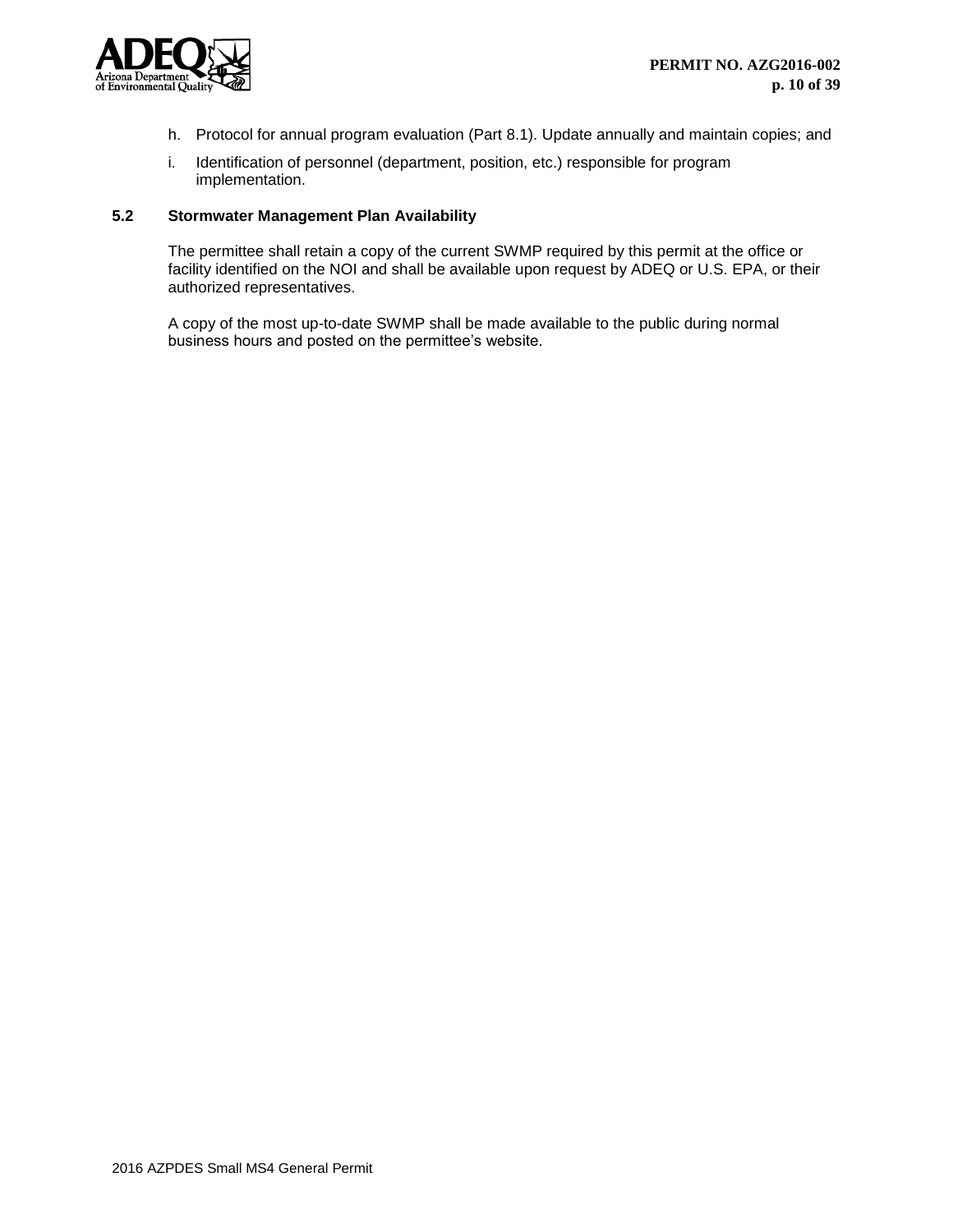h. Protocol for annual program evaluation (Part 8.1). Update annually and maintain copies; and

i. Identification of personnel (department, position, etc.) responsible for program implementation.

### 5.2 Stormwater Management Plan Availability

The permittee shall retain a copy of the current SWMP required by this permit at the office or facility identified on the NOI and shall be available upon request by ADEQ or U.S. EPA, or their authorized representatives.

A copy of the most up-to-date SWMP shall be made available to the public during normal business hours and posted on the permittee's website.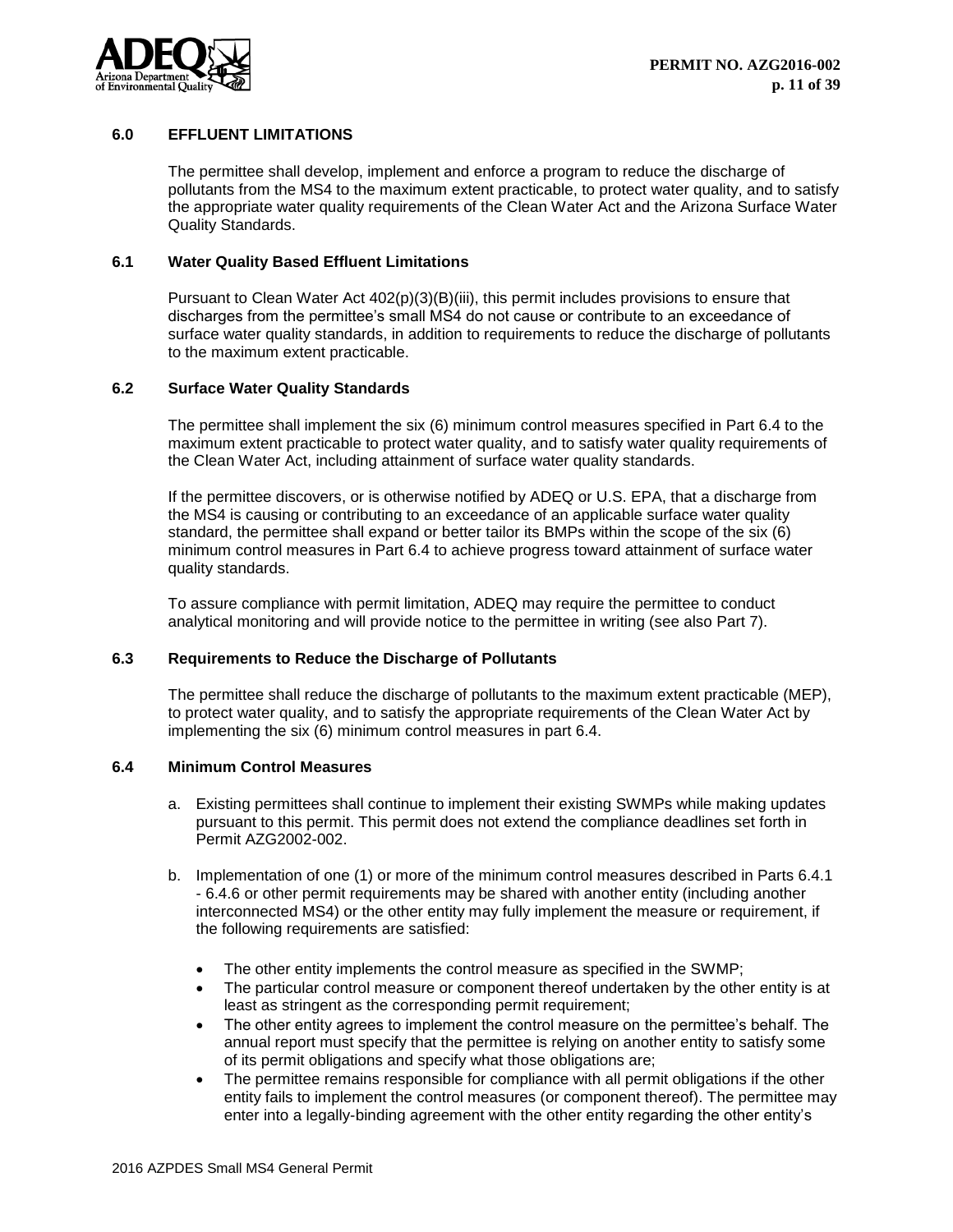## 6.0 EFFLUENT LIMITATIONS

The permittee shall develop, implement and enforce a program to reduce the discharge of pollutants from the MS4 to the maximum extent practicable, to protect water quality, and to satisfy the appropriate water quality requirements of the Clean Water Act and the Arizona Surface Water Quality Standards.

### 6.1 Water Quality Based Effluent Limitations

Pursuant to Clean Water Act 402(p)(3)(B)(iii), this permit includes provisions to ensure that discharges from the permittee's small MS4 do not cause or contribute to an exceedance of surface water quality standards, in addition to requirements to reduce the discharge of pollutants to the maximum extent practicable.

### 6.2 Surface Water Quality Standards

The permittee shall implement the six (6) minimum control measures specified in Part 6.4 to the maximum extent practicable to protect water quality, and to satisfy water quality requirements of the Clean Water Act, including attainment of surface water quality standards.

If the permittee discovers, or is otherwise notified by ADEQ or U.S. EPA, that a discharge from the MS4 is causing or contributing to an exceedance of an applicable surface water quality standard, the permittee shall expand or better tailor its BMPs within the scope of the six (6) minimum control measures in Part 6.4 to achieve progress toward attainment of surface water quality standards.

To assure compliance with permit limitation, ADEQ may require the permittee to conduct analytical monitoring and will provide notice to the permittee in writing (see also Part 7).

### 6.3 Requirements to Reduce the Discharge of Pollutants

The permittee shall reduce the discharge of pollutants to the maximum extent practicable (MEP), to protect water quality, and to satisfy the appropriate requirements of the Clean Water Act by implementing the six (6) minimum control measures in part 6.4.

### 6.4 Minimum Control Measures

a. Existing permittees shall continue to implement their existing SWMPs while making updates pursuant to this permit. This permit does not extend the compliance deadlines set forth in Permit AZG2002-002.

b. Implementation of one (1) or more of the minimum control measures described in Parts 6.4.1 - 6.4.6 or other permit requirements may be shared with another entity (including another interconnected MS4) or the other entity may fully implement the measure or requirement, if the following requirements are satisfied:

   - The other entity implements the control measure as specified in the SWMP;
   - The particular control measure or component thereof undertaken by the other entity is at least as stringent as the corresponding permit requirement;
   - The other entity agrees to implement the control measure on the permittee's behalf. The annual report must specify that the permittee is relying on another entity to satisfy some of its permit obligations and specify what those obligations are;
   - The permittee remains responsible for compliance with all permit obligations if the other entity fails to implement the control measures (or component thereof). The permittee may enter into a legally-binding agreement with the other entity regarding the other entity's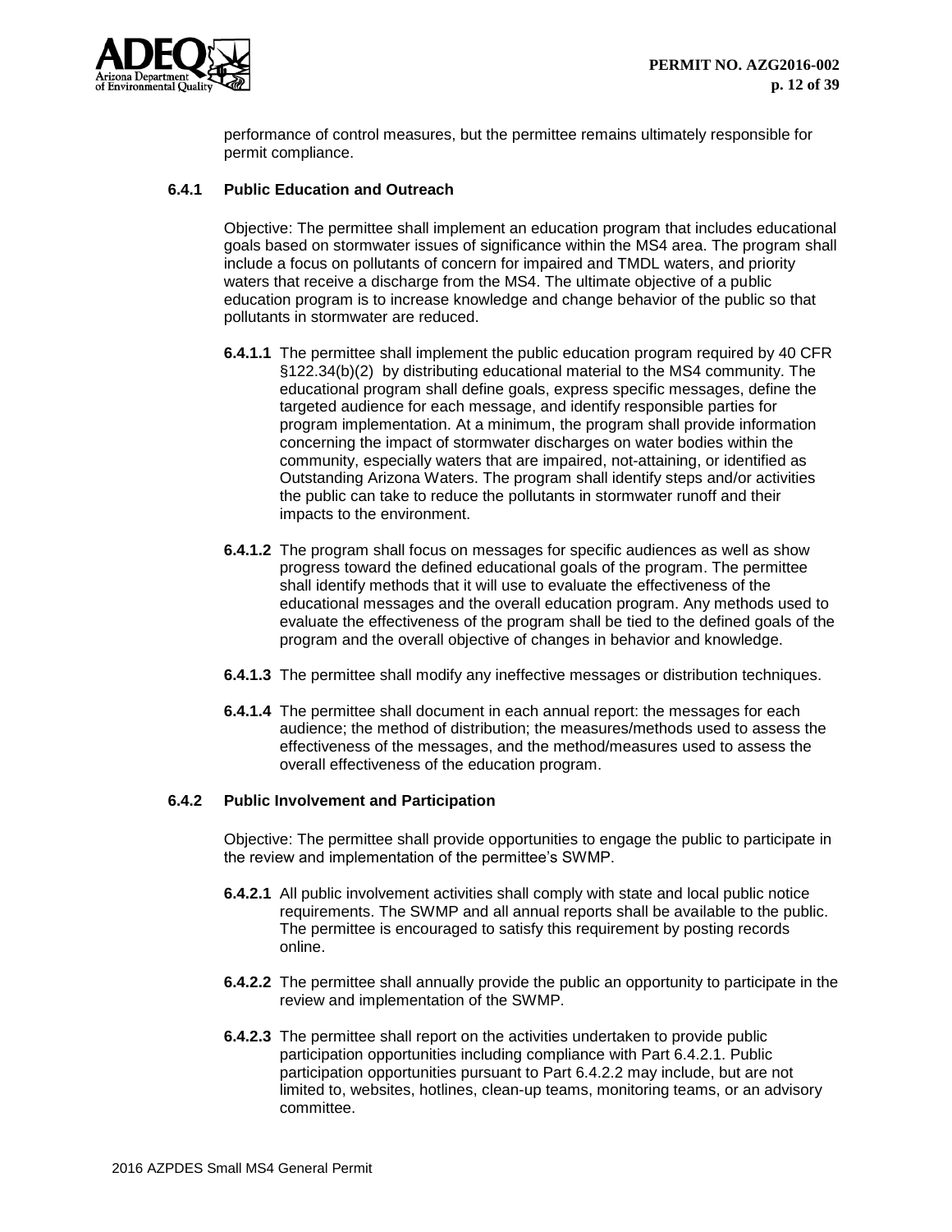performance of control measures, but the permittee remains ultimately responsible for permit compliance.

### 6.4.1 Public Education and Outreach

Objective: The permittee shall implement an education program that includes educational goals based on stormwater issues of significance within the MS4 area. The program shall include a focus on pollutants of concern for impaired and TMDL waters, and priority waters that receive a discharge from the MS4. The ultimate objective of a public education program is to increase knowledge and change behavior of the public so that pollutants in stormwater are reduced.

**6.4.1.1** The permittee shall implement the public education program required by 40 CFR §122.34(b)(2) by distributing educational material to the MS4 community. The educational program shall define goals, express specific messages, define the targeted audience for each message, and identify responsible parties for program implementation. At a minimum, the program shall provide information concerning the impact of stormwater discharges on water bodies within the community, especially waters that are impaired, not-attaining, or identified as Outstanding Arizona Waters. The program shall identify steps and/or activities the public can take to reduce the pollutants in stormwater runoff and their impacts to the environment.

**6.4.1.2** The program shall focus on messages for specific audiences as well as show progress toward the defined educational goals of the program. The permittee shall identify methods that it will use to evaluate the effectiveness of the educational messages and the overall education program. Any methods used to evaluate the effectiveness of the program shall be tied to the defined goals of the program and the overall objective of changes in behavior and knowledge.

**6.4.1.3** The permittee shall modify any ineffective messages or distribution techniques.

**6.4.1.4** The permittee shall document in each annual report: the messages for each audience; the method of distribution; the measures/methods used to assess the effectiveness of the messages, and the method/measures used to assess the overall effectiveness of the education program.

### 6.4.2 Public Involvement and Participation

Objective: The permittee shall provide opportunities to engage the public to participate in the review and implementation of the permittee's SWMP.

**6.4.2.1** All public involvement activities shall comply with state and local public notice requirements. The SWMP and all annual reports shall be available to the public. The permittee is encouraged to satisfy this requirement by posting records online.

**6.4.2.2** The permittee shall annually provide the public an opportunity to participate in the review and implementation of the SWMP.

**6.4.2.3** The permittee shall report on the activities undertaken to provide public participation opportunities including compliance with Part 6.4.2.1. Public participation opportunities pursuant to Part 6.4.2.2 may include, but are not limited to, websites, hotlines, clean-up teams, monitoring teams, or an advisory committee.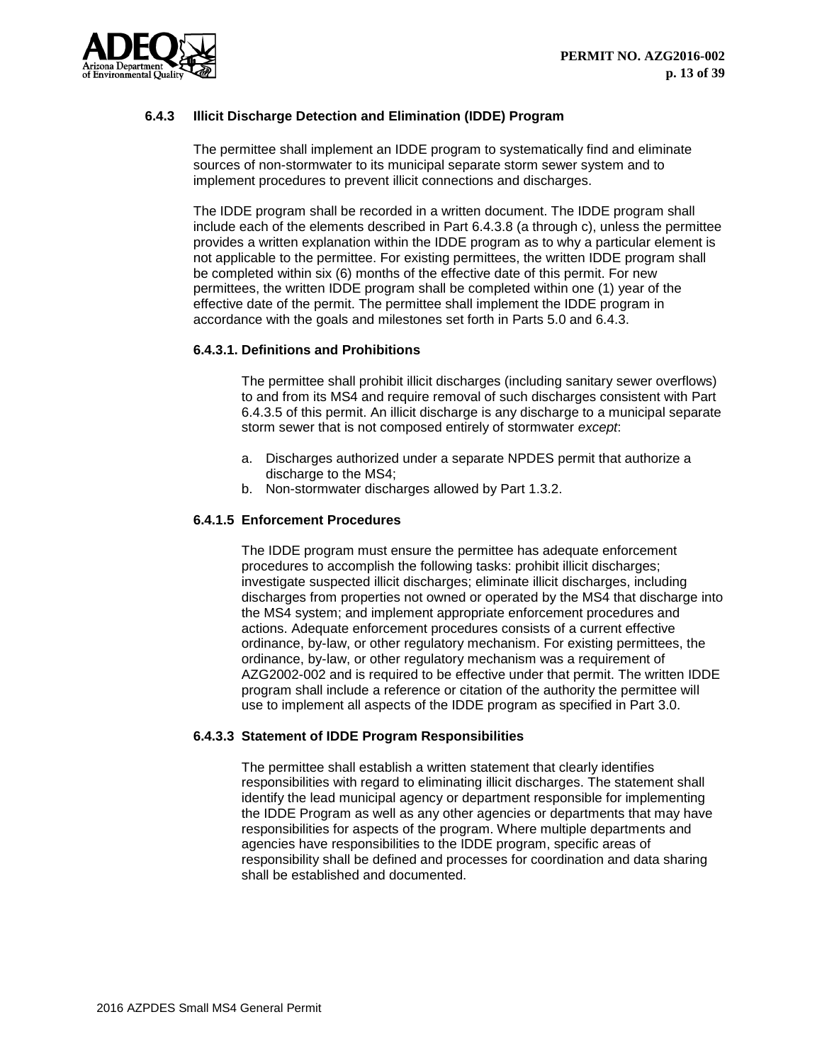### 6.4.3 Illicit Discharge Detection and Elimination (IDDE) Program

The permittee shall implement an IDDE program to systematically find and eliminate sources of non-stormwater to its municipal separate storm sewer system and to implement procedures to prevent illicit connections and discharges.

The IDDE program shall be recorded in a written document. The IDDE program shall include each of the elements described in Part 6.4.3.8 (a through c), unless the permittee provides a written explanation within the IDDE program as to why a particular element is not applicable to the permittee. For existing permittees, the written IDDE program shall be completed within six (6) months of the effective date of this permit. For new permittees, the written IDDE program shall be completed within one (1) year of the effective date of the permit. The permittee shall implement the IDDE program in accordance with the goals and milestones set forth in Parts 5.0 and 6.4.3.

#### 6.4.3.1. Definitions and Prohibitions

The permittee shall prohibit illicit discharges (including sanitary sewer overflows) to and from its MS4 and require removal of such discharges consistent with Part 6.4.3.5 of this permit. An illicit discharge is any discharge to a municipal separate storm sewer that is not composed entirely of stormwater *except*:

a. Discharges authorized under a separate NPDES permit that authorize a discharge to the MS4;
b. Non-stormwater discharges allowed by Part 1.3.2.

#### 6.4.1.5 Enforcement Procedures

The IDDE program must ensure the permittee has adequate enforcement procedures to accomplish the following tasks: prohibit illicit discharges; investigate suspected illicit discharges; eliminate illicit discharges, including discharges from properties not owned or operated by the MS4 that discharge into the MS4 system; and implement appropriate enforcement procedures and actions. Adequate enforcement procedures consists of a current effective ordinance, by-law, or other regulatory mechanism. For existing permittees, the ordinance, by-law, or other regulatory mechanism was a requirement of AZG2002-002 and is required to be effective under that permit. The written IDDE program shall include a reference or citation of the authority the permittee will use to implement all aspects of the IDDE program as specified in Part 3.0.

#### 6.4.3.3 Statement of IDDE Program Responsibilities

The permittee shall establish a written statement that clearly identifies responsibilities with regard to eliminating illicit discharges. The statement shall identify the lead municipal agency or department responsible for implementing the IDDE Program as well as any other agencies or departments that may have responsibilities for aspects of the program. Where multiple departments and agencies have responsibilities to the IDDE program, specific areas of responsibility shall be defined and processes for coordination and data sharing shall be established and documented.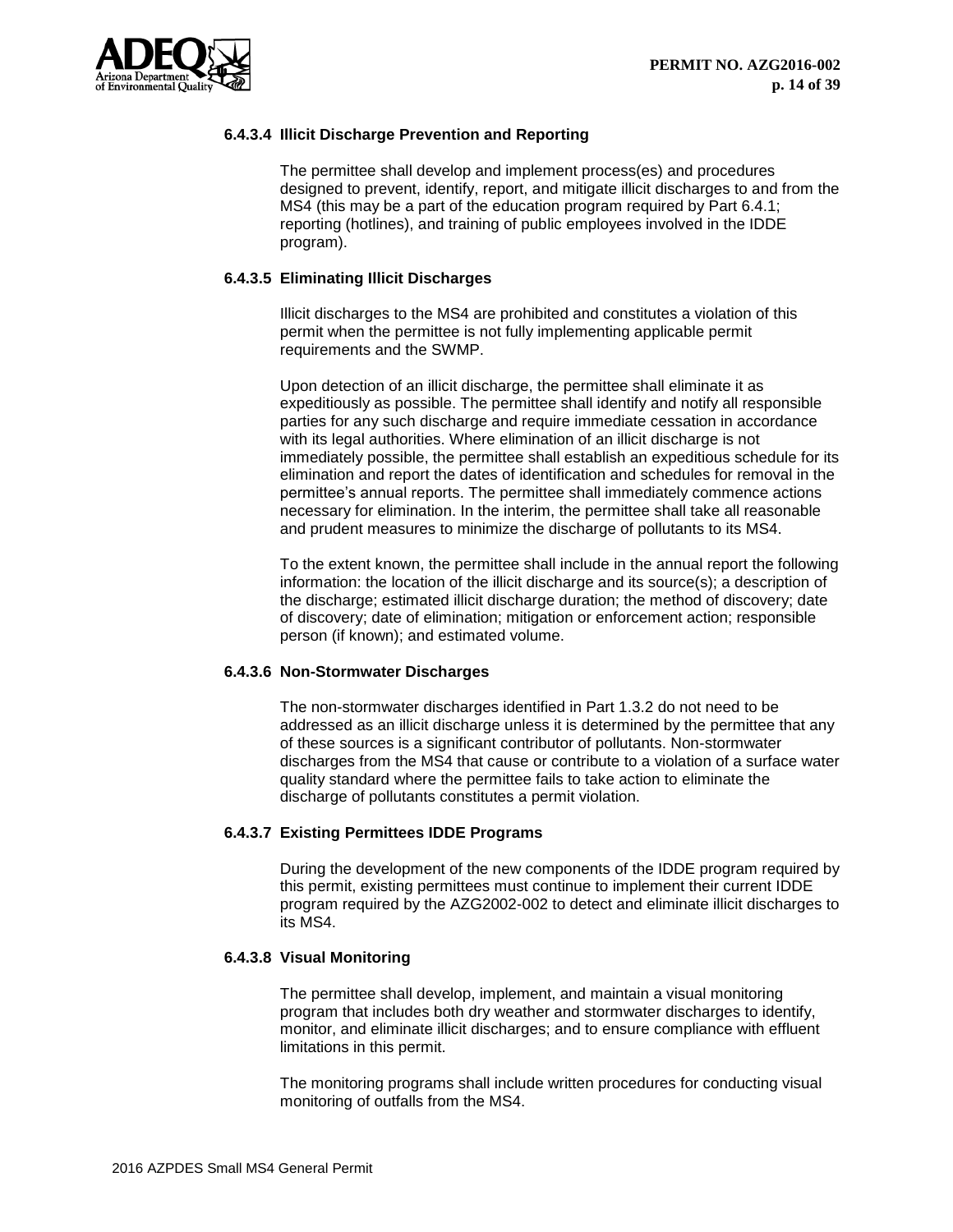#### 6.4.3.4 Illicit Discharge Prevention and Reporting

The permittee shall develop and implement process(es) and procedures designed to prevent, identify, report, and mitigate illicit discharges to and from the MS4 (this may be a part of the education program required by Part 6.4.1; reporting (hotlines), and training of public employees involved in the IDDE program).

#### 6.4.3.5 Eliminating Illicit Discharges

Illicit discharges to the MS4 are prohibited and constitutes a violation of this permit when the permittee is not fully implementing applicable permit requirements and the SWMP.

Upon detection of an illicit discharge, the permittee shall eliminate it as expeditiously as possible. The permittee shall identify and notify all responsible parties for any such discharge and require immediate cessation in accordance with its legal authorities. Where elimination of an illicit discharge is not immediately possible, the permittee shall establish an expeditious schedule for its elimination and report the dates of identification and schedules for removal in the permittee's annual reports. The permittee shall immediately commence actions necessary for elimination. In the interim, the permittee shall take all reasonable and prudent measures to minimize the discharge of pollutants to its MS4.

To the extent known, the permittee shall include in the annual report the following information: the location of the illicit discharge and its source(s); a description of the discharge; estimated illicit discharge duration; the method of discovery; date of discovery; date of elimination; mitigation or enforcement action; responsible person (if known); and estimated volume.

#### 6.4.3.6 Non-Stormwater Discharges

The non-stormwater discharges identified in Part 1.3.2 do not need to be addressed as an illicit discharge unless it is determined by the permittee that any of these sources is a significant contributor of pollutants. Non-stormwater discharges from the MS4 that cause or contribute to a violation of a surface water quality standard where the permittee fails to take action to eliminate the discharge of pollutants constitutes a permit violation.

#### 6.4.3.7 Existing Permittees IDDE Programs

During the development of the new components of the IDDE program required by this permit, existing permittees must continue to implement their current IDDE program required by the AZG2002-002 to detect and eliminate illicit discharges to its MS4.

#### 6.4.3.8 Visual Monitoring

The permittee shall develop, implement, and maintain a visual monitoring program that includes both dry weather and stormwater discharges to identify, monitor, and eliminate illicit discharges; and to ensure compliance with effluent limitations in this permit.

The monitoring programs shall include written procedures for conducting visual monitoring of outfalls from the MS4.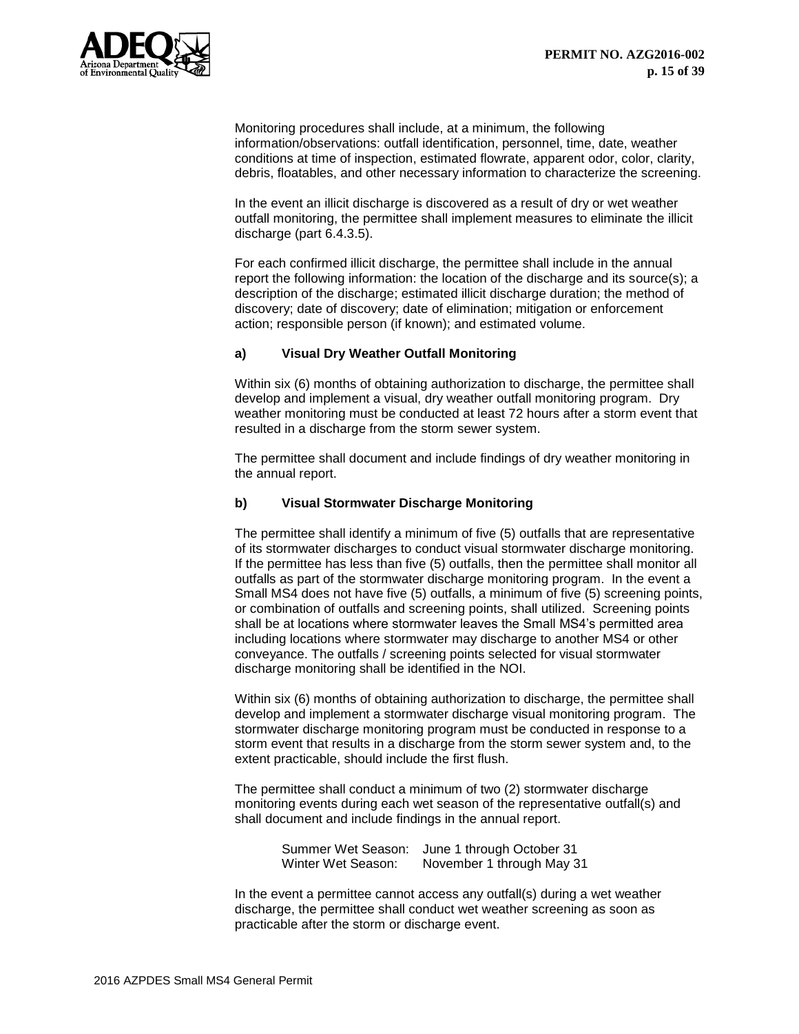Monitoring procedures shall include, at a minimum, the following information/observations: outfall identification, personnel, time, date, weather conditions at time of inspection, estimated flowrate, apparent odor, color, clarity, debris, floatables, and other necessary information to characterize the screening.

In the event an illicit discharge is discovered as a result of dry or wet weather outfall monitoring, the permittee shall implement measures to eliminate the illicit discharge (part 6.4.3.5).

For each confirmed illicit discharge, the permittee shall include in the annual report the following information: the location of the discharge and its source(s); a description of the discharge; estimated illicit discharge duration; the method of discovery; date of discovery; date of elimination; mitigation or enforcement action; responsible person (if known); and estimated volume.

**a) Visual Dry Weather Outfall Monitoring**

Within six (6) months of obtaining authorization to discharge, the permittee shall develop and implement a visual, dry weather outfall monitoring program. Dry weather monitoring must be conducted at least 72 hours after a storm event that resulted in a discharge from the storm sewer system.

The permittee shall document and include findings of dry weather monitoring in the annual report.

**b) Visual Stormwater Discharge Monitoring**

The permittee shall identify a minimum of five (5) outfalls that are representative of its stormwater discharges to conduct visual stormwater discharge monitoring. If the permittee has less than five (5) outfalls, then the permittee shall monitor all outfalls as part of the stormwater discharge monitoring program. In the event a Small MS4 does not have five (5) outfalls, a minimum of five (5) screening points, or combination of outfalls and screening points, shall utilized. Screening points shall be at locations where stormwater leaves the Small MS4's permitted area including locations where stormwater may discharge to another MS4 or other conveyance. The outfalls / screening points selected for visual stormwater discharge monitoring shall be identified in the NOI.

Within six (6) months of obtaining authorization to discharge, the permittee shall develop and implement a stormwater discharge visual monitoring program. The stormwater discharge monitoring program must be conducted in response to a storm event that results in a discharge from the storm sewer system and, to the extent practicable, should include the first flush.

The permittee shall conduct a minimum of two (2) stormwater discharge monitoring events during each wet season of the representative outfall(s) and shall document and include findings in the annual report.

Summer Wet Season: June 1 through October 31
Winter Wet Season: November 1 through May 31

In the event a permittee cannot access any outfall(s) during a wet weather discharge, the permittee shall conduct wet weather screening as soon as practicable after the storm or discharge event.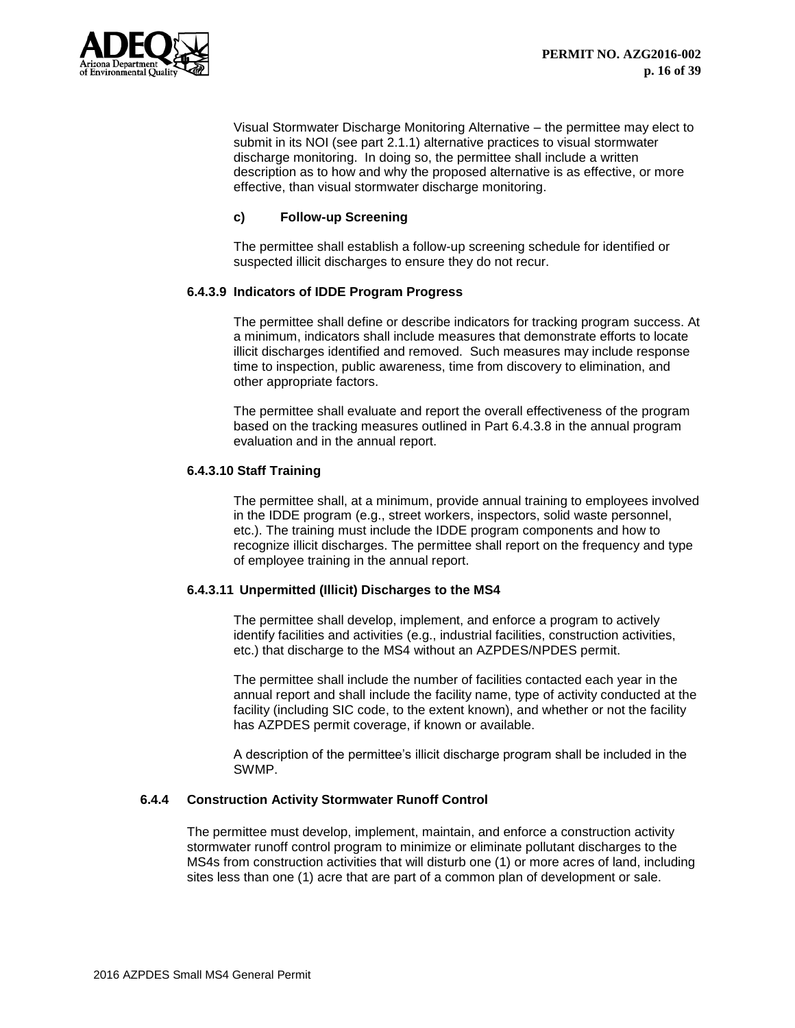Visual Stormwater Discharge Monitoring Alternative – the permittee may elect to submit in its NOI (see part 2.1.1) alternative practices to visual stormwater discharge monitoring. In doing so, the permittee shall include a written description as to how and why the proposed alternative is as effective, or more effective, than visual stormwater discharge monitoring.

**c) Follow-up Screening**

The permittee shall establish a follow-up screening schedule for identified or suspected illicit discharges to ensure they do not recur.

#### 6.4.3.9 Indicators of IDDE Program Progress

The permittee shall define or describe indicators for tracking program success. At a minimum, indicators shall include measures that demonstrate efforts to locate illicit discharges identified and removed. Such measures may include response time to inspection, public awareness, time from discovery to elimination, and other appropriate factors.

The permittee shall evaluate and report the overall effectiveness of the program based on the tracking measures outlined in Part 6.4.3.8 in the annual program evaluation and in the annual report.

#### 6.4.3.10 Staff Training

The permittee shall, at a minimum, provide annual training to employees involved in the IDDE program (e.g., street workers, inspectors, solid waste personnel, etc.). The training must include the IDDE program components and how to recognize illicit discharges. The permittee shall report on the frequency and type of employee training in the annual report.

#### 6.4.3.11 Unpermitted (Illicit) Discharges to the MS4

The permittee shall develop, implement, and enforce a program to actively identify facilities and activities (e.g., industrial facilities, construction activities, etc.) that discharge to the MS4 without an AZPDES/NPDES permit.

The permittee shall include the number of facilities contacted each year in the annual report and shall include the facility name, type of activity conducted at the facility (including SIC code, to the extent known), and whether or not the facility has AZPDES permit coverage, if known or available.

A description of the permittee's illicit discharge program shall be included in the SWMP.

### 6.4.4 Construction Activity Stormwater Runoff Control

The permittee must develop, implement, maintain, and enforce a construction activity stormwater runoff control program to minimize or eliminate pollutant discharges to the MS4s from construction activities that will disturb one (1) or more acres of land, including sites less than one (1) acre that are part of a common plan of development or sale.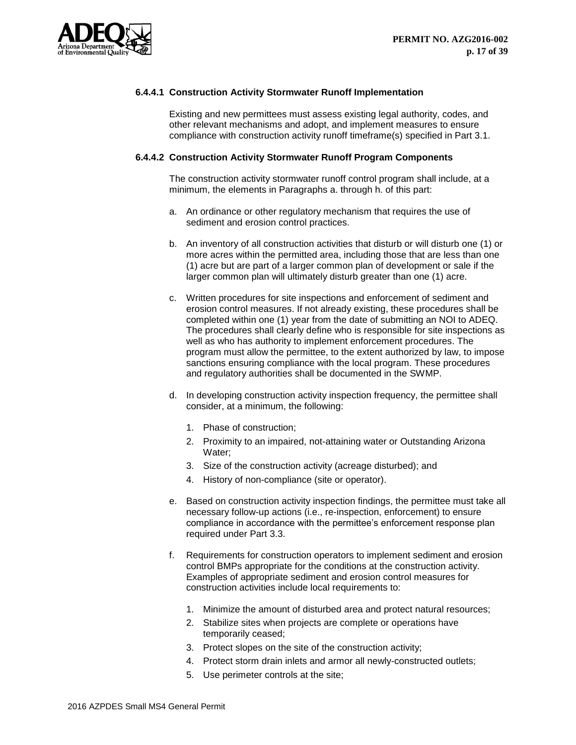#### 6.4.4.1 Construction Activity Stormwater Runoff Implementation

Existing and new permittees must assess existing legal authority, codes, and other relevant mechanisms and adopt, and implement measures to ensure compliance with construction activity runoff timeframe(s) specified in Part 3.1.

#### 6.4.4.2 Construction Activity Stormwater Runoff Program Components

The construction activity stormwater runoff control program shall include, at a minimum, the elements in Paragraphs a. through h. of this part:

a. An ordinance or other regulatory mechanism that requires the use of sediment and erosion control practices.

b. An inventory of all construction activities that disturb or will disturb one (1) or more acres within the permitted area, including those that are less than one (1) acre but are part of a larger common plan of development or sale if the larger common plan will ultimately disturb greater than one (1) acre.

c. Written procedures for site inspections and enforcement of sediment and erosion control measures. If not already existing, these procedures shall be completed within one (1) year from the date of submitting an NOI to ADEQ. The procedures shall clearly define who is responsible for site inspections as well as who has authority to implement enforcement procedures. The program must allow the permittee, to the extent authorized by law, to impose sanctions ensuring compliance with the local program. These procedures and regulatory authorities shall be documented in the SWMP.

d. In developing construction activity inspection frequency, the permittee shall consider, at a minimum, the following:

   1. Phase of construction;
   2. Proximity to an impaired, not-attaining water or Outstanding Arizona Water;
   3. Size of the construction activity (acreage disturbed); and
   4. History of non-compliance (site or operator).

e. Based on construction activity inspection findings, the permittee must take all necessary follow-up actions (i.e., re-inspection, enforcement) to ensure compliance in accordance with the permittee's enforcement response plan required under Part 3.3.

f. Requirements for construction operators to implement sediment and erosion control BMPs appropriate for the conditions at the construction activity. Examples of appropriate sediment and erosion control measures for construction activities include local requirements to:

   1. Minimize the amount of disturbed area and protect natural resources;
   2. Stabilize sites when projects are complete or operations have temporarily ceased;
   3. Protect slopes on the site of the construction activity;
   4. Protect storm drain inlets and armor all newly-constructed outlets;
   5. Use perimeter controls at the site;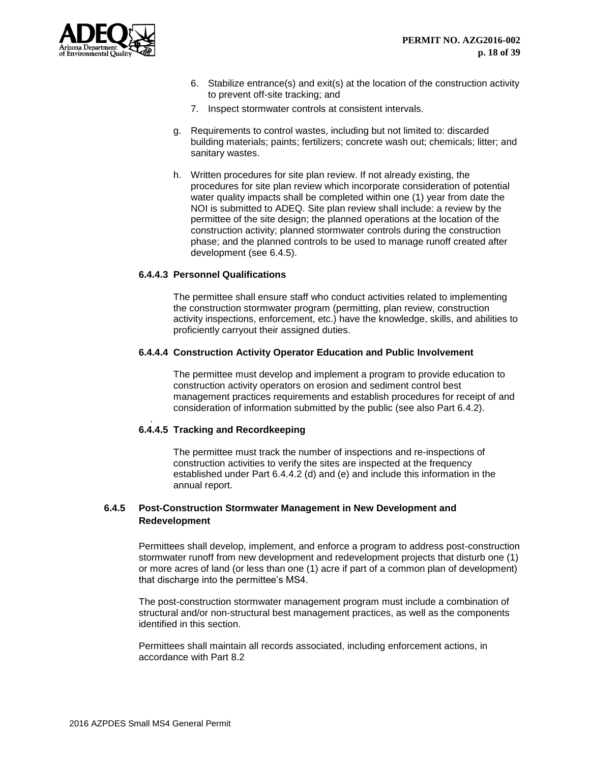6. Stabilize entrance(s) and exit(s) at the location of the construction activity to prevent off-site tracking; and
7. Inspect stormwater controls at consistent intervals.

g. Requirements to control wastes, including but not limited to: discarded building materials; paints; fertilizers; concrete wash out; chemicals; litter; and sanitary wastes.

h. Written procedures for site plan review. If not already existing, the procedures for site plan review which incorporate consideration of potential water quality impacts shall be completed within one (1) year from date the NOI is submitted to ADEQ. Site plan review shall include: a review by the permittee of the site design; the planned operations at the location of the construction activity; planned stormwater controls during the construction phase; and the planned controls to be used to manage runoff created after development (see 6.4.5).

#### 6.4.4.3 Personnel Qualifications

The permittee shall ensure staff who conduct activities related to implementing the construction stormwater program (permitting, plan review, construction activity inspections, enforcement, etc.) have the knowledge, skills, and abilities to proficiently carryout their assigned duties.

#### 6.4.4.4 Construction Activity Operator Education and Public Involvement

The permittee must develop and implement a program to provide education to construction activity operators on erosion and sediment control best management practices requirements and establish procedures for receipt of and consideration of information submitted by the public (see also Part 6.4.2).

#### 6.4.4.5 Tracking and Recordkeeping

The permittee must track the number of inspections and re-inspections of construction activities to verify the sites are inspected at the frequency established under Part 6.4.4.2 (d) and (e) and include this information in the annual report.

### 6.4.5 Post-Construction Stormwater Management in New Development and Redevelopment

Permittees shall develop, implement, and enforce a program to address post-construction stormwater runoff from new development and redevelopment projects that disturb one (1) or more acres of land (or less than one (1) acre if part of a common plan of development) that discharge into the permittee's MS4.

The post-construction stormwater management program must include a combination of structural and/or non-structural best management practices, as well as the components identified in this section.

Permittees shall maintain all records associated, including enforcement actions, in accordance with Part 8.2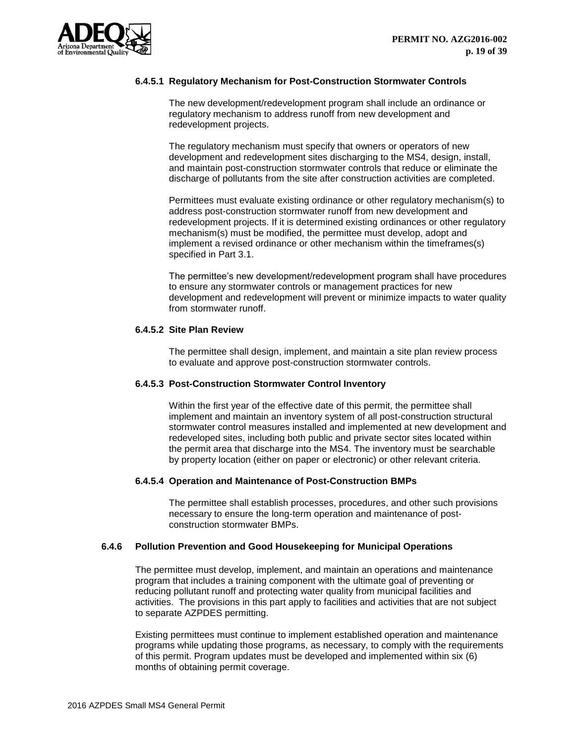#### 6.4.5.1 Regulatory Mechanism for Post-Construction Stormwater Controls

The new development/redevelopment program shall include an ordinance or regulatory mechanism to address runoff from new development and redevelopment projects.

The regulatory mechanism must specify that owners or operators of new development and redevelopment sites discharging to the MS4, design, install, and maintain post-construction stormwater controls that reduce or eliminate the discharge of pollutants from the site after construction activities are completed.

Permittees must evaluate existing ordinance or other regulatory mechanism(s) to address post-construction stormwater runoff from new development and redevelopment projects. If it is determined existing ordinances or other regulatory mechanism(s) must be modified, the permittee must develop, adopt and implement a revised ordinance or other mechanism within the timeframes(s) specified in Part 3.1.

The permittee's new development/redevelopment program shall have procedures to ensure any stormwater controls or management practices for new development and redevelopment will prevent or minimize impacts to water quality from stormwater runoff.

#### 6.4.5.2 Site Plan Review

The permittee shall design, implement, and maintain a site plan review process to evaluate and approve post-construction stormwater controls.

#### 6.4.5.3 Post-Construction Stormwater Control Inventory

Within the first year of the effective date of this permit, the permittee shall implement and maintain an inventory system of all post-construction structural stormwater control measures installed and implemented at new development and redeveloped sites, including both public and private sector sites located within the permit area that discharge into the MS4. The inventory must be searchable by property location (either on paper or electronic) or other relevant criteria.

#### 6.4.5.4 Operation and Maintenance of Post-Construction BMPs

The permittee shall establish processes, procedures, and other such provisions necessary to ensure the long-term operation and maintenance of post-construction stormwater BMPs.

### 6.4.6 Pollution Prevention and Good Housekeeping for Municipal Operations

The permittee must develop, implement, and maintain an operations and maintenance program that includes a training component with the ultimate goal of preventing or reducing pollutant runoff and protecting water quality from municipal facilities and activities. The provisions in this part apply to facilities and activities that are not subject to separate AZPDES permitting.

Existing permittees must continue to implement established operation and maintenance programs while updating those programs, as necessary, to comply with the requirements of this permit. Program updates must be developed and implemented within six (6) months of obtaining permit coverage.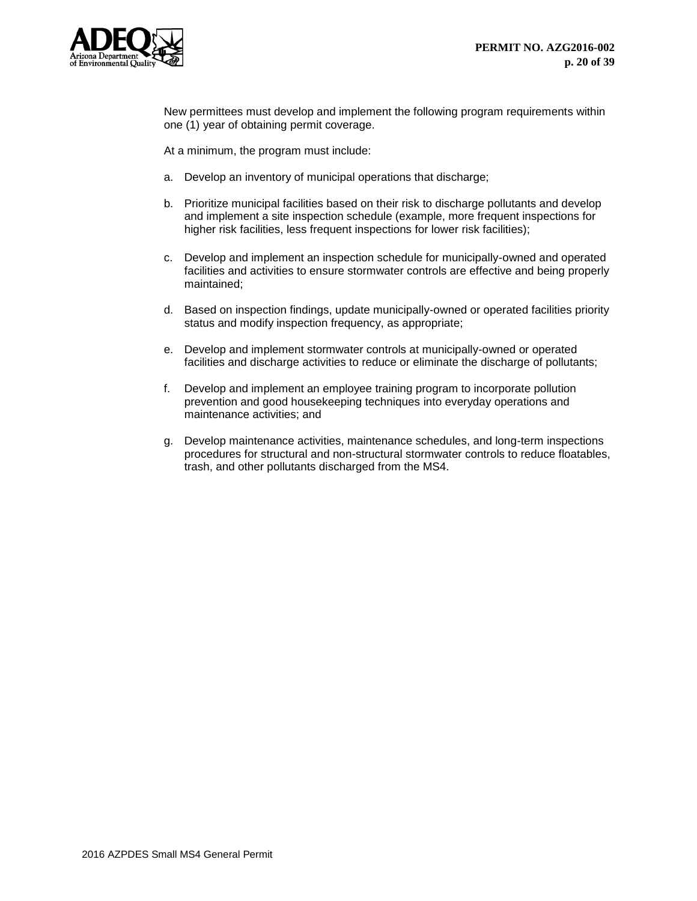New permittees must develop and implement the following program requirements within one (1) year of obtaining permit coverage.

At a minimum, the program must include:

a. Develop an inventory of municipal operations that discharge;

b. Prioritize municipal facilities based on their risk to discharge pollutants and develop and implement a site inspection schedule (example, more frequent inspections for higher risk facilities, less frequent inspections for lower risk facilities);

c. Develop and implement an inspection schedule for municipally-owned and operated facilities and activities to ensure stormwater controls are effective and being properly maintained;

d. Based on inspection findings, update municipally-owned or operated facilities priority status and modify inspection frequency, as appropriate;

e. Develop and implement stormwater controls at municipally-owned or operated facilities and discharge activities to reduce or eliminate the discharge of pollutants;

f. Develop and implement an employee training program to incorporate pollution prevention and good housekeeping techniques into everyday operations and maintenance activities; and

g. Develop maintenance activities, maintenance schedules, and long-term inspections procedures for structural and non-structural stormwater controls to reduce floatables, trash, and other pollutants discharged from the MS4.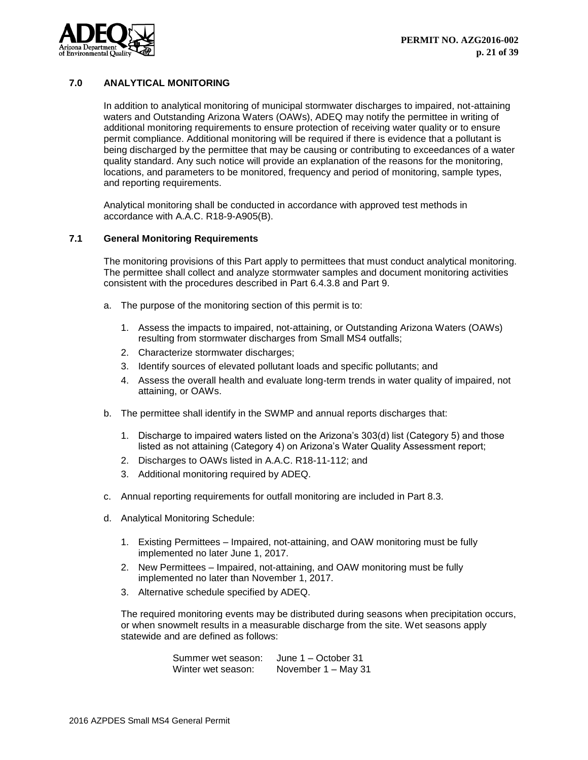## 7.0 ANALYTICAL MONITORING

In addition to analytical monitoring of municipal stormwater discharges to impaired, not-attaining waters and Outstanding Arizona Waters (OAWs), ADEQ may notify the permittee in writing of additional monitoring requirements to ensure protection of receiving water quality or to ensure permit compliance. Additional monitoring will be required if there is evidence that a pollutant is being discharged by the permittee that may be causing or contributing to exceedances of a water quality standard. Any such notice will provide an explanation of the reasons for the monitoring, locations, and parameters to be monitored, frequency and period of monitoring, sample types, and reporting requirements.

Analytical monitoring shall be conducted in accordance with approved test methods in accordance with A.A.C. R18-9-A905(B).

### 7.1 General Monitoring Requirements

The monitoring provisions of this Part apply to permittees that must conduct analytical monitoring. The permittee shall collect and analyze stormwater samples and document monitoring activities consistent with the procedures described in Part 6.4.3.8 and Part 9.

a. The purpose of the monitoring section of this permit is to:

   1. Assess the impacts to impaired, not-attaining, or Outstanding Arizona Waters (OAWs) resulting from stormwater discharges from Small MS4 outfalls;
   2. Characterize stormwater discharges;
   3. Identify sources of elevated pollutant loads and specific pollutants; and
   4. Assess the overall health and evaluate long-term trends in water quality of impaired, not attaining, or OAWs.

b. The permittee shall identify in the SWMP and annual reports discharges that:

   1. Discharge to impaired waters listed on the Arizona's 303(d) list (Category 5) and those listed as not attaining (Category 4) on Arizona's Water Quality Assessment report;
   2. Discharges to OAWs listed in A.A.C. R18-11-112; and
   3. Additional monitoring required by ADEQ.

c. Annual reporting requirements for outfall monitoring are included in Part 8.3.

d. Analytical Monitoring Schedule:

   1. Existing Permittees – Impaired, not-attaining, and OAW monitoring must be fully implemented no later June 1, 2017.
   2. New Permittees – Impaired, not-attaining, and OAW monitoring must be fully implemented no later than November 1, 2017.
   3. Alternative schedule specified by ADEQ.

   The required monitoring events may be distributed during seasons when precipitation occurs, or when snowmelt results in a measurable discharge from the site. Wet seasons apply statewide and are defined as follows:

   | | |
   |---|---|
   | Summer wet season: | June 1 – October 31 |
   | Winter wet season: | November 1 – May 31 |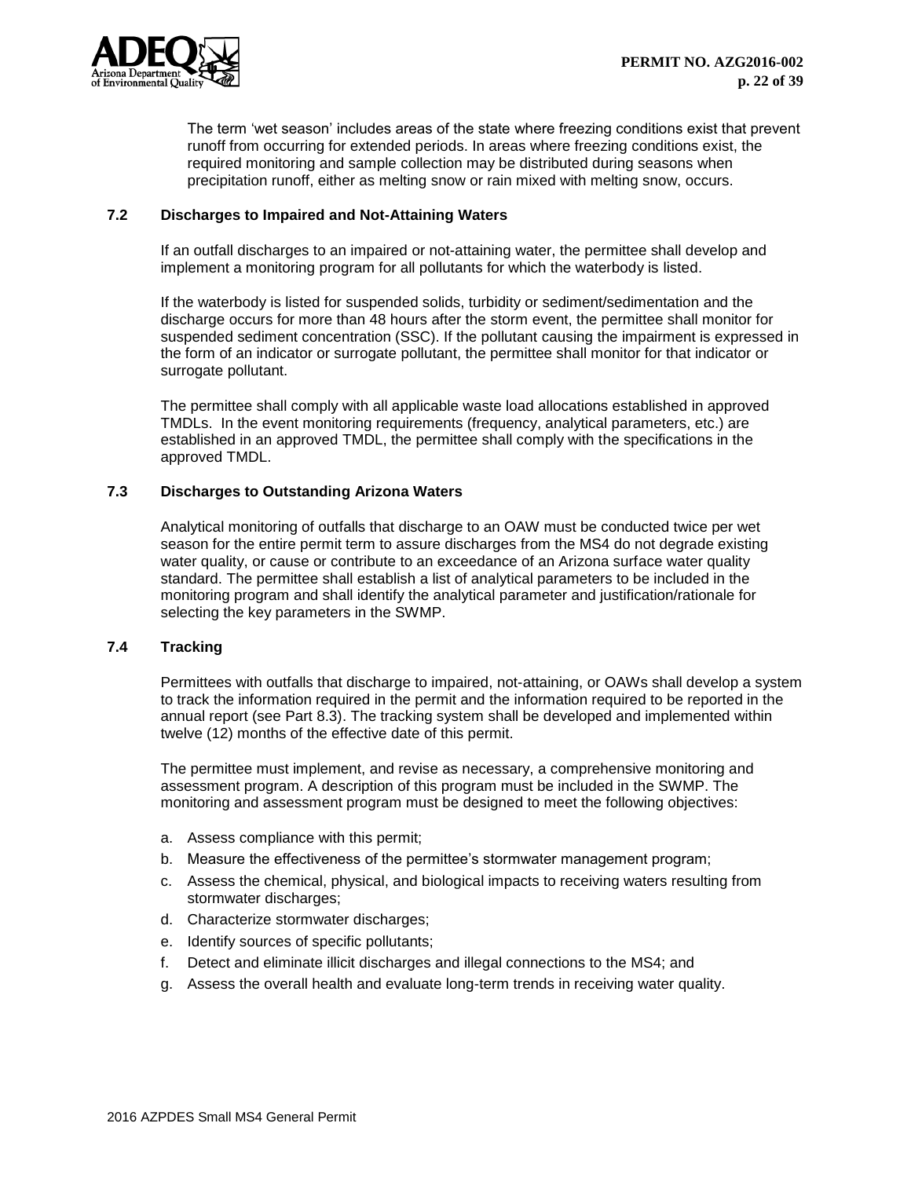The term 'wet season' includes areas of the state where freezing conditions exist that prevent runoff from occurring for extended periods. In areas where freezing conditions exist, the required monitoring and sample collection may be distributed during seasons when precipitation runoff, either as melting snow or rain mixed with melting snow, occurs.

### 7.2 Discharges to Impaired and Not-Attaining Waters

If an outfall discharges to an impaired or not-attaining water, the permittee shall develop and implement a monitoring program for all pollutants for which the waterbody is listed.

If the waterbody is listed for suspended solids, turbidity or sediment/sedimentation and the discharge occurs for more than 48 hours after the storm event, the permittee shall monitor for suspended sediment concentration (SSC). If the pollutant causing the impairment is expressed in the form of an indicator or surrogate pollutant, the permittee shall monitor for that indicator or surrogate pollutant.

The permittee shall comply with all applicable waste load allocations established in approved TMDLs. In the event monitoring requirements (frequency, analytical parameters, etc.) are established in an approved TMDL, the permittee shall comply with the specifications in the approved TMDL.

### 7.3 Discharges to Outstanding Arizona Waters

Analytical monitoring of outfalls that discharge to an OAW must be conducted twice per wet season for the entire permit term to assure discharges from the MS4 do not degrade existing water quality, or cause or contribute to an exceedance of an Arizona surface water quality standard. The permittee shall establish a list of analytical parameters to be included in the monitoring program and shall identify the analytical parameter and justification/rationale for selecting the key parameters in the SWMP.

### 7.4 Tracking

Permittees with outfalls that discharge to impaired, not-attaining, or OAWs shall develop a system to track the information required in the permit and the information required to be reported in the annual report (see Part 8.3). The tracking system shall be developed and implemented within twelve (12) months of the effective date of this permit.

The permittee must implement, and revise as necessary, a comprehensive monitoring and assessment program. A description of this program must be included in the SWMP. The monitoring and assessment program must be designed to meet the following objectives:

a. Assess compliance with this permit;
b. Measure the effectiveness of the permittee's stormwater management program;
c. Assess the chemical, physical, and biological impacts to receiving waters resulting from stormwater discharges;
d. Characterize stormwater discharges;
e. Identify sources of specific pollutants;
f. Detect and eliminate illicit discharges and illegal connections to the MS4; and
g. Assess the overall health and evaluate long-term trends in receiving water quality.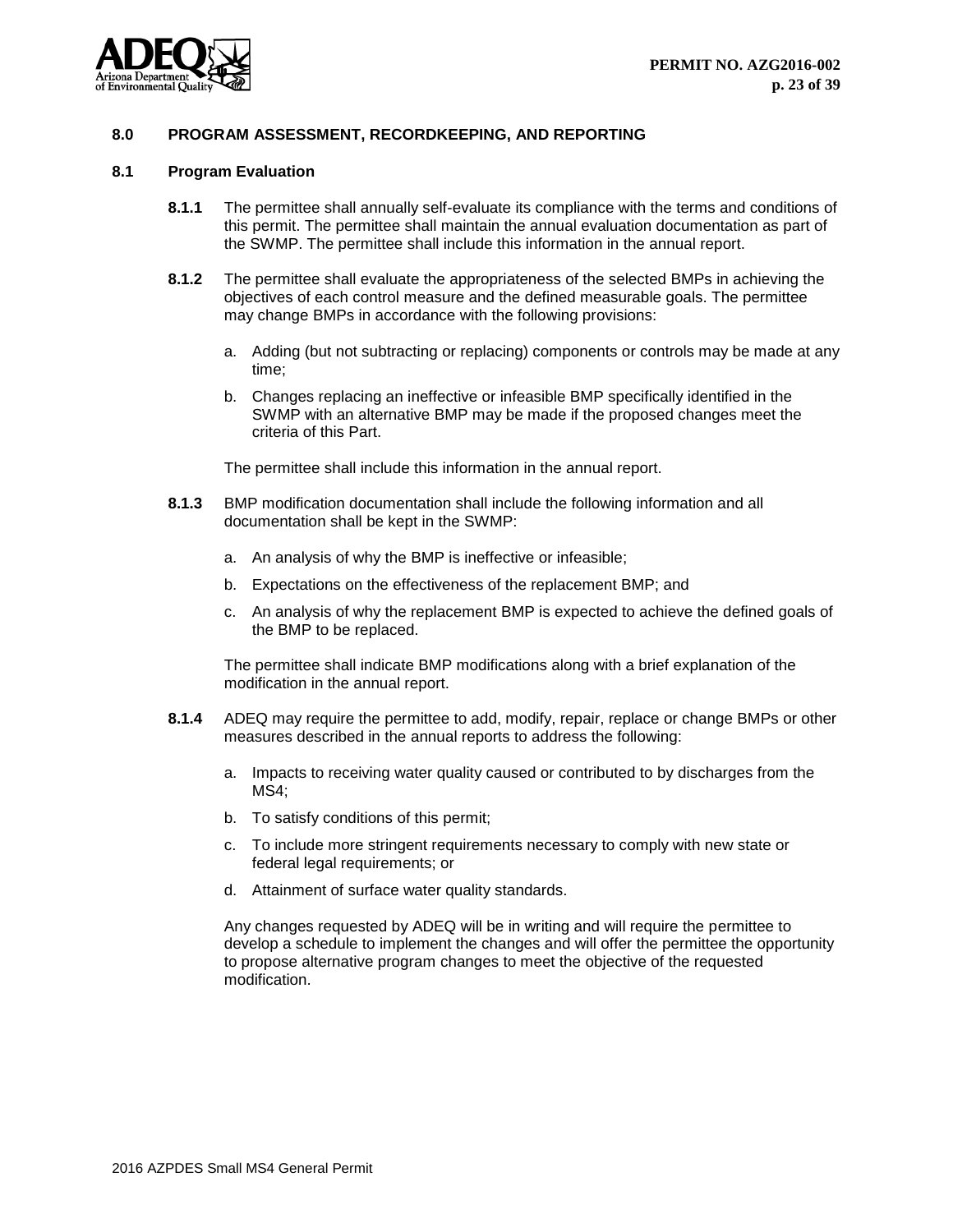## 8.0 PROGRAM ASSESSMENT, RECORDKEEPING, AND REPORTING

### 8.1 Program Evaluation

**8.1.1** The permittee shall annually self-evaluate its compliance with the terms and conditions of this permit. The permittee shall maintain the annual evaluation documentation as part of the SWMP. The permittee shall include this information in the annual report.

**8.1.2** The permittee shall evaluate the appropriateness of the selected BMPs in achieving the objectives of each control measure and the defined measurable goals. The permittee may change BMPs in accordance with the following provisions:

a. Adding (but not subtracting or replacing) components or controls may be made at any time;

b. Changes replacing an ineffective or infeasible BMP specifically identified in the SWMP with an alternative BMP may be made if the proposed changes meet the criteria of this Part.

The permittee shall include this information in the annual report.

**8.1.3** BMP modification documentation shall include the following information and all documentation shall be kept in the SWMP:

a. An analysis of why the BMP is ineffective or infeasible;

b. Expectations on the effectiveness of the replacement BMP; and

c. An analysis of why the replacement BMP is expected to achieve the defined goals of the BMP to be replaced.

The permittee shall indicate BMP modifications along with a brief explanation of the modification in the annual report.

**8.1.4** ADEQ may require the permittee to add, modify, repair, replace or change BMPs or other measures described in the annual reports to address the following:

a. Impacts to receiving water quality caused or contributed to by discharges from the MS4;

b. To satisfy conditions of this permit;

c. To include more stringent requirements necessary to comply with new state or federal legal requirements; or

d. Attainment of surface water quality standards.

Any changes requested by ADEQ will be in writing and will require the permittee to develop a schedule to implement the changes and will offer the permittee the opportunity to propose alternative program changes to meet the objective of the requested modification.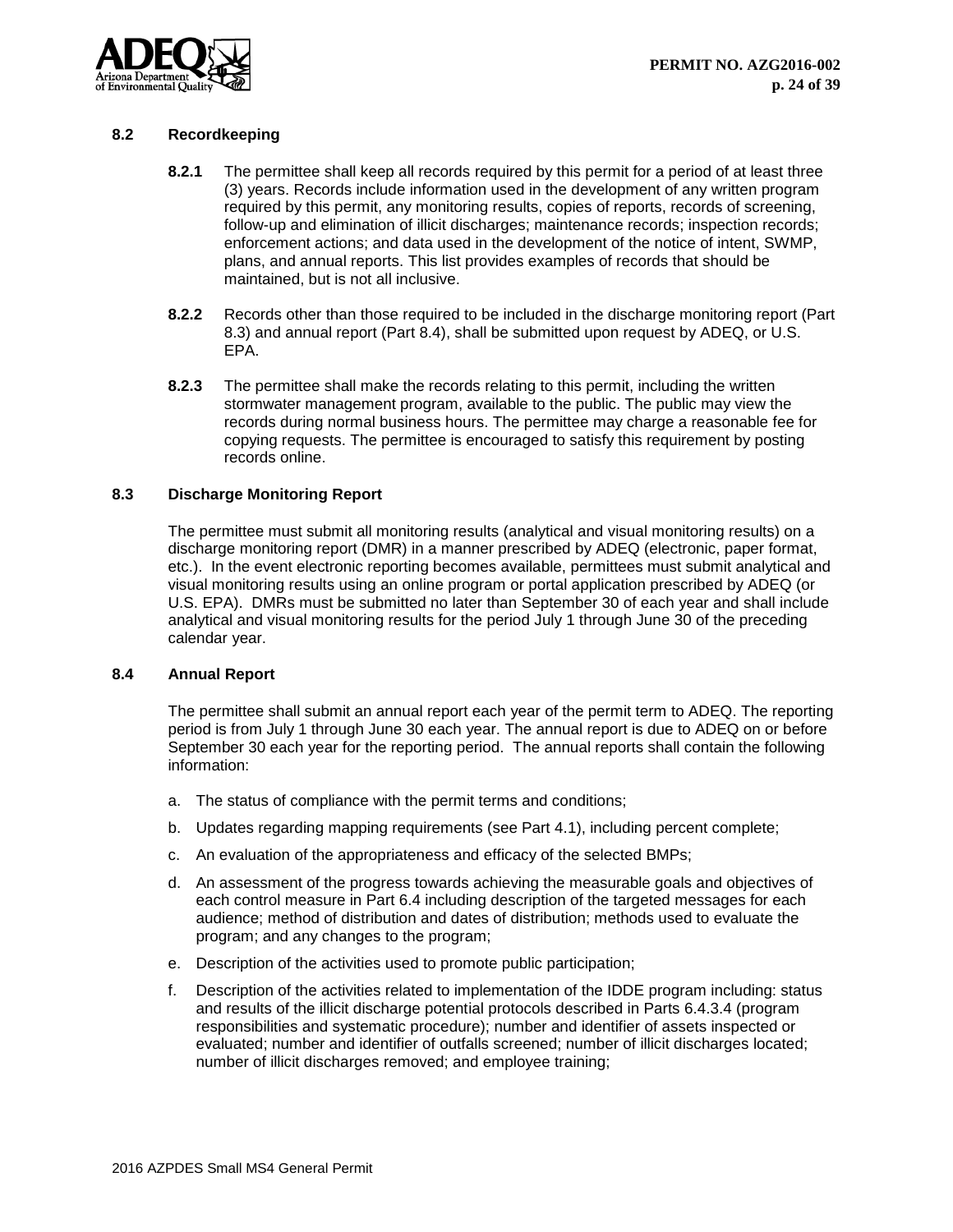## 8.2 Recordkeeping

**8.2.1** The permittee shall keep all records required by this permit for a period of at least three (3) years. Records include information used in the development of any written program required by this permit, any monitoring results, copies of reports, records of screening, follow-up and elimination of illicit discharges; maintenance records; inspection records; enforcement actions; and data used in the development of the notice of intent, SWMP, plans, and annual reports. This list provides examples of records that should be maintained, but is not all inclusive.

**8.2.2** Records other than those required to be included in the discharge monitoring report (Part 8.3) and annual report (Part 8.4), shall be submitted upon request by ADEQ, or U.S. EPA.

**8.2.3** The permittee shall make the records relating to this permit, including the written stormwater management program, available to the public. The public may view the records during normal business hours. The permittee may charge a reasonable fee for copying requests. The permittee is encouraged to satisfy this requirement by posting records online.

## 8.3 Discharge Monitoring Report

The permittee must submit all monitoring results (analytical and visual monitoring results) on a discharge monitoring report (DMR) in a manner prescribed by ADEQ (electronic, paper format, etc.). In the event electronic reporting becomes available, permittees must submit analytical and visual monitoring results using an online program or portal application prescribed by ADEQ (or U.S. EPA). DMRs must be submitted no later than September 30 of each year and shall include analytical and visual monitoring results for the period July 1 through June 30 of the preceding calendar year.

## 8.4 Annual Report

The permittee shall submit an annual report each year of the permit term to ADEQ. The reporting period is from July 1 through June 30 each year. The annual report is due to ADEQ on or before September 30 each year for the reporting period. The annual reports shall contain the following information:

a. The status of compliance with the permit terms and conditions;

b. Updates regarding mapping requirements (see Part 4.1), including percent complete;

c. An evaluation of the appropriateness and efficacy of the selected BMPs;

d. An assessment of the progress towards achieving the measurable goals and objectives of each control measure in Part 6.4 including description of the targeted messages for each audience; method of distribution and dates of distribution; methods used to evaluate the program; and any changes to the program;

e. Description of the activities used to promote public participation;

f. Description of the activities related to implementation of the IDDE program including: status and results of the illicit discharge potential protocols described in Parts 6.4.3.4 (program responsibilities and systematic procedure); number and identifier of assets inspected or evaluated; number and identifier of outfalls screened; number of illicit discharges located; number of illicit discharges removed; and employee training;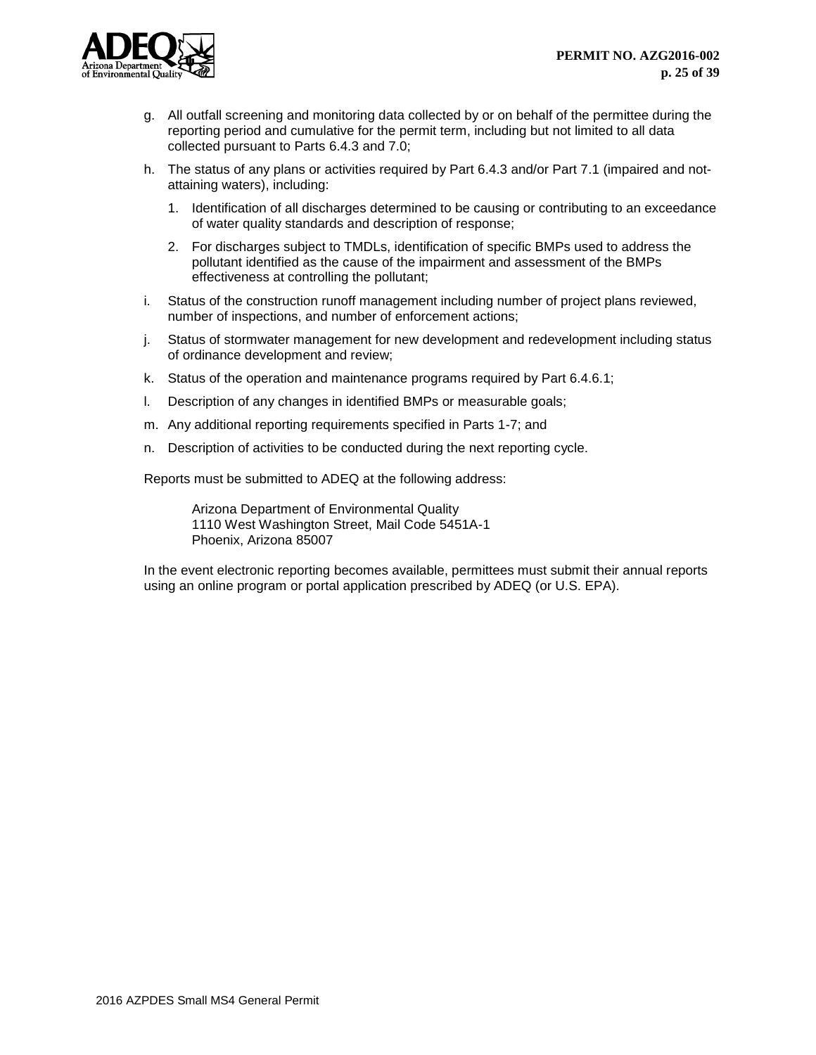g. All outfall screening and monitoring data collected by or on behalf of the permittee during the reporting period and cumulative for the permit term, including but not limited to all data collected pursuant to Parts 6.4.3 and 7.0;

h. The status of any plans or activities required by Part 6.4.3 and/or Part 7.1 (impaired and not-attaining waters), including:

   1. Identification of all discharges determined to be causing or contributing to an exceedance of water quality standards and description of response;

   2. For discharges subject to TMDLs, identification of specific BMPs used to address the pollutant identified as the cause of the impairment and assessment of the BMPs effectiveness at controlling the pollutant;

i. Status of the construction runoff management including number of project plans reviewed, number of inspections, and number of enforcement actions;

j. Status of stormwater management for new development and redevelopment including status of ordinance development and review;

k. Status of the operation and maintenance programs required by Part 6.4.6.1;

l. Description of any changes in identified BMPs or measurable goals;

m. Any additional reporting requirements specified in Parts 1-7; and

n. Description of activities to be conducted during the next reporting cycle.

Reports must be submitted to ADEQ at the following address:

> Arizona Department of Environmental Quality
> 1110 West Washington Street, Mail Code 5451A-1
> Phoenix, Arizona 85007

In the event electronic reporting becomes available, permittees must submit their annual reports using an online program or portal application prescribed by ADEQ (or U.S. EPA).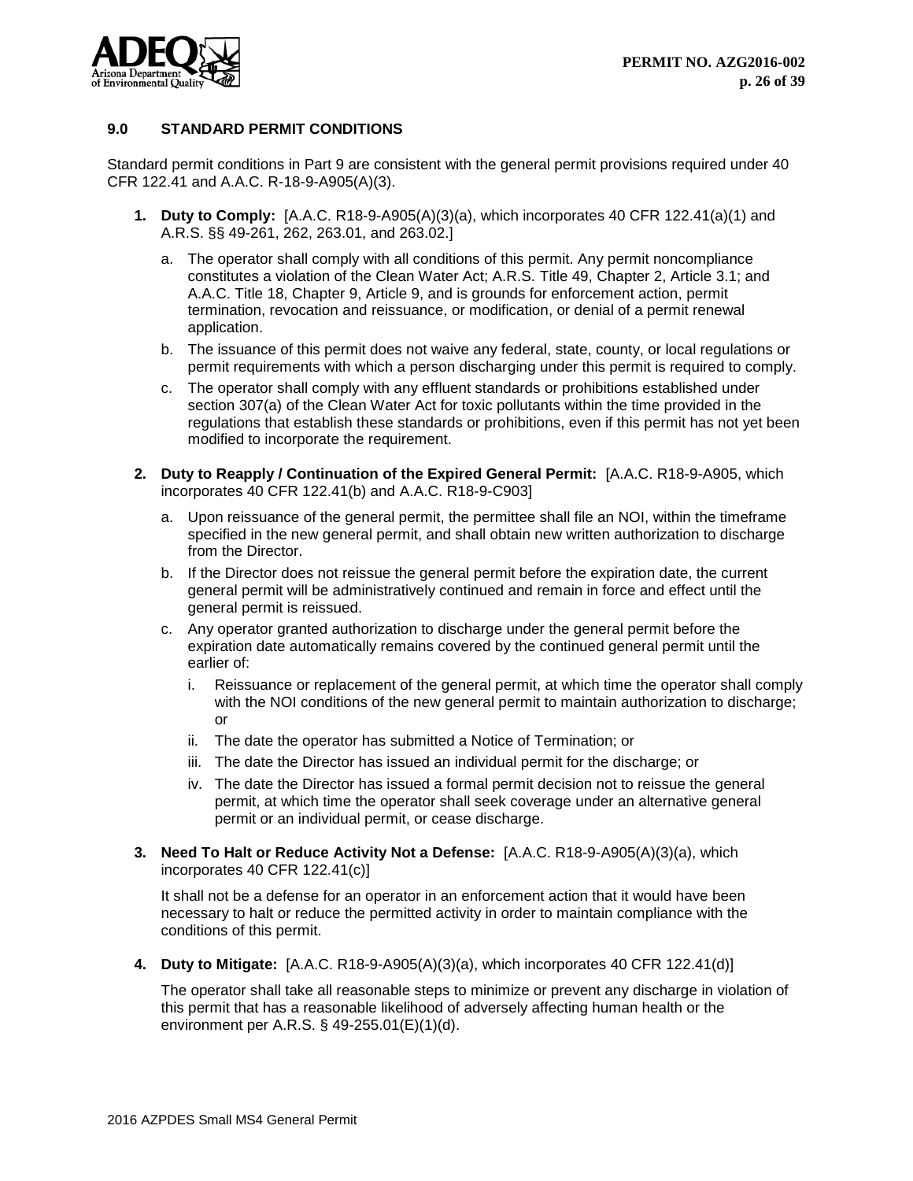## 9.0 STANDARD PERMIT CONDITIONS

Standard permit conditions in Part 9 are consistent with the general permit provisions required under 40 CFR 122.41 and A.A.C. R-18-9-A905(A)(3).

1. **Duty to Comply:** [A.A.C. R18-9-A905(A)(3)(a), which incorporates 40 CFR 122.41(a)(1) and A.R.S. §§ 49-261, 262, 263.01, and 263.02.]

   a. The operator shall comply with all conditions of this permit. Any permit noncompliance constitutes a violation of the Clean Water Act; A.R.S. Title 49, Chapter 2, Article 3.1; and A.A.C. Title 18, Chapter 9, Article 9, and is grounds for enforcement action, permit termination, revocation and reissuance, or modification, or denial of a permit renewal application.

   b. The issuance of this permit does not waive any federal, state, county, or local regulations or permit requirements with which a person discharging under this permit is required to comply.

   c. The operator shall comply with any effluent standards or prohibitions established under section 307(a) of the Clean Water Act for toxic pollutants within the time provided in the regulations that establish these standards or prohibitions, even if this permit has not yet been modified to incorporate the requirement.

2. **Duty to Reapply / Continuation of the Expired General Permit:** [A.A.C. R18-9-A905, which incorporates 40 CFR 122.41(b) and A.A.C. R18-9-C903]

   a. Upon reissuance of the general permit, the permittee shall file an NOI, within the timeframe specified in the new general permit, and shall obtain new written authorization to discharge from the Director.

   b. If the Director does not reissue the general permit before the expiration date, the current general permit will be administratively continued and remain in force and effect until the general permit is reissued.

   c. Any operator granted authorization to discharge under the general permit before the expiration date automatically remains covered by the continued general permit until the earlier of:

      i. Reissuance or replacement of the general permit, at which time the operator shall comply with the NOI conditions of the new general permit to maintain authorization to discharge; or

      ii. The date the operator has submitted a Notice of Termination; or

      iii. The date the Director has issued an individual permit for the discharge; or

      iv. The date the Director has issued a formal permit decision not to reissue the general permit, at which time the operator shall seek coverage under an alternative general permit or an individual permit, or cease discharge.

3. **Need To Halt or Reduce Activity Not a Defense:** [A.A.C. R18-9-A905(A)(3)(a), which incorporates 40 CFR 122.41(c)]

   It shall not be a defense for an operator in an enforcement action that it would have been necessary to halt or reduce the permitted activity in order to maintain compliance with the conditions of this permit.

4. **Duty to Mitigate:** [A.A.C. R18-9-A905(A)(3)(a), which incorporates 40 CFR 122.41(d)]

   The operator shall take all reasonable steps to minimize or prevent any discharge in violation of this permit that has a reasonable likelihood of adversely affecting human health or the environment per A.R.S. § 49-255.01(E)(1)(d).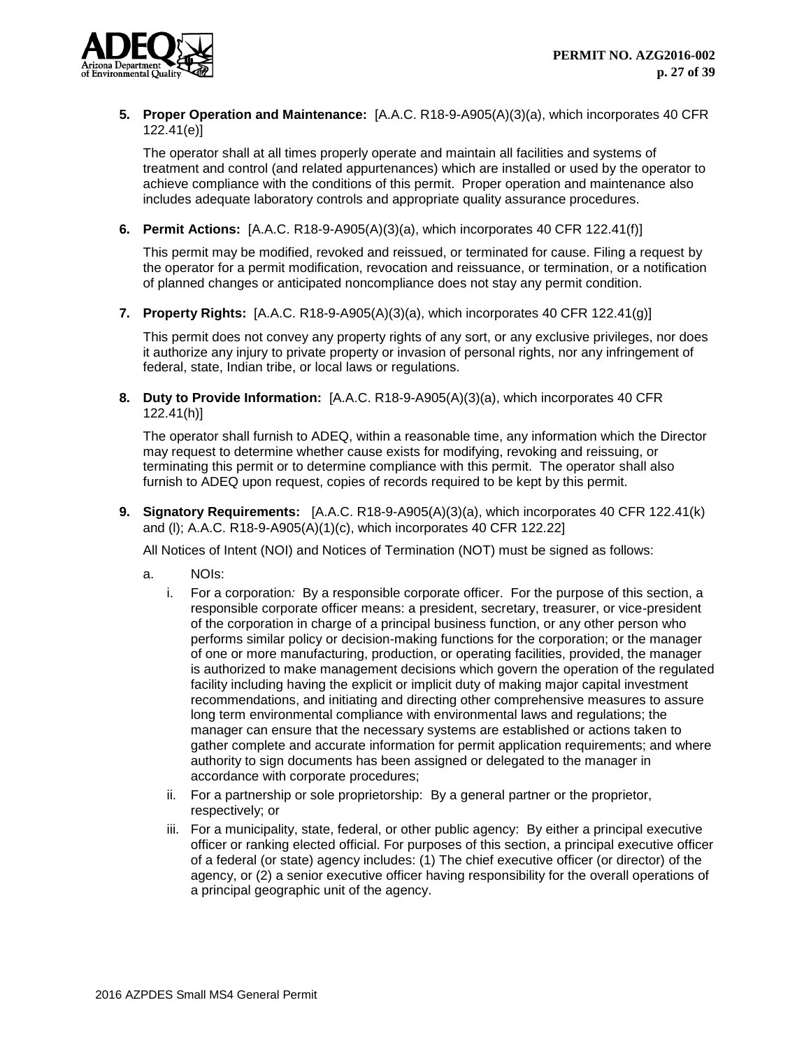**5. Proper Operation and Maintenance:** [A.A.C. R18-9-A905(A)(3)(a), which incorporates 40 CFR 122.41(e)]

The operator shall at all times properly operate and maintain all facilities and systems of treatment and control (and related appurtenances) which are installed or used by the operator to achieve compliance with the conditions of this permit. Proper operation and maintenance also includes adequate laboratory controls and appropriate quality assurance procedures.

**6. Permit Actions:** [A.A.C. R18-9-A905(A)(3)(a), which incorporates 40 CFR 122.41(f)]

This permit may be modified, revoked and reissued, or terminated for cause. Filing a request by the operator for a permit modification, revocation and reissuance, or termination, or a notification of planned changes or anticipated noncompliance does not stay any permit condition.

**7. Property Rights:** [A.A.C. R18-9-A905(A)(3)(a), which incorporates 40 CFR 122.41(g)]

This permit does not convey any property rights of any sort, or any exclusive privileges, nor does it authorize any injury to private property or invasion of personal rights, nor any infringement of federal, state, Indian tribe, or local laws or regulations.

**8. Duty to Provide Information:** [A.A.C. R18-9-A905(A)(3)(a), which incorporates 40 CFR 122.41(h)]

The operator shall furnish to ADEQ, within a reasonable time, any information which the Director may request to determine whether cause exists for modifying, revoking and reissuing, or terminating this permit or to determine compliance with this permit. The operator shall also furnish to ADEQ upon request, copies of records required to be kept by this permit.

**9. Signatory Requirements:** [A.A.C. R18-9-A905(A)(3)(a), which incorporates 40 CFR 122.41(k) and (l); A.A.C. R18-9-A905(A)(1)(c), which incorporates 40 CFR 122.22]

All Notices of Intent (NOI) and Notices of Termination (NOT) must be signed as follows:

a. NOIs:

   i. For a corporation*:* By a responsible corporate officer. For the purpose of this section, a responsible corporate officer means: a president, secretary, treasurer, or vice-president of the corporation in charge of a principal business function, or any other person who performs similar policy or decision-making functions for the corporation; or the manager of one or more manufacturing, production, or operating facilities, provided, the manager is authorized to make management decisions which govern the operation of the regulated facility including having the explicit or implicit duty of making major capital investment recommendations, and initiating and directing other comprehensive measures to assure long term environmental compliance with environmental laws and regulations; the manager can ensure that the necessary systems are established or actions taken to gather complete and accurate information for permit application requirements; and where authority to sign documents has been assigned or delegated to the manager in accordance with corporate procedures;

   ii. For a partnership or sole proprietorship: By a general partner or the proprietor, respectively; or

   iii. For a municipality, state, federal, or other public agency: By either a principal executive officer or ranking elected official. For purposes of this section, a principal executive officer of a federal (or state) agency includes: (1) The chief executive officer (or director) of the agency, or (2) a senior executive officer having responsibility for the overall operations of a principal geographic unit of the agency.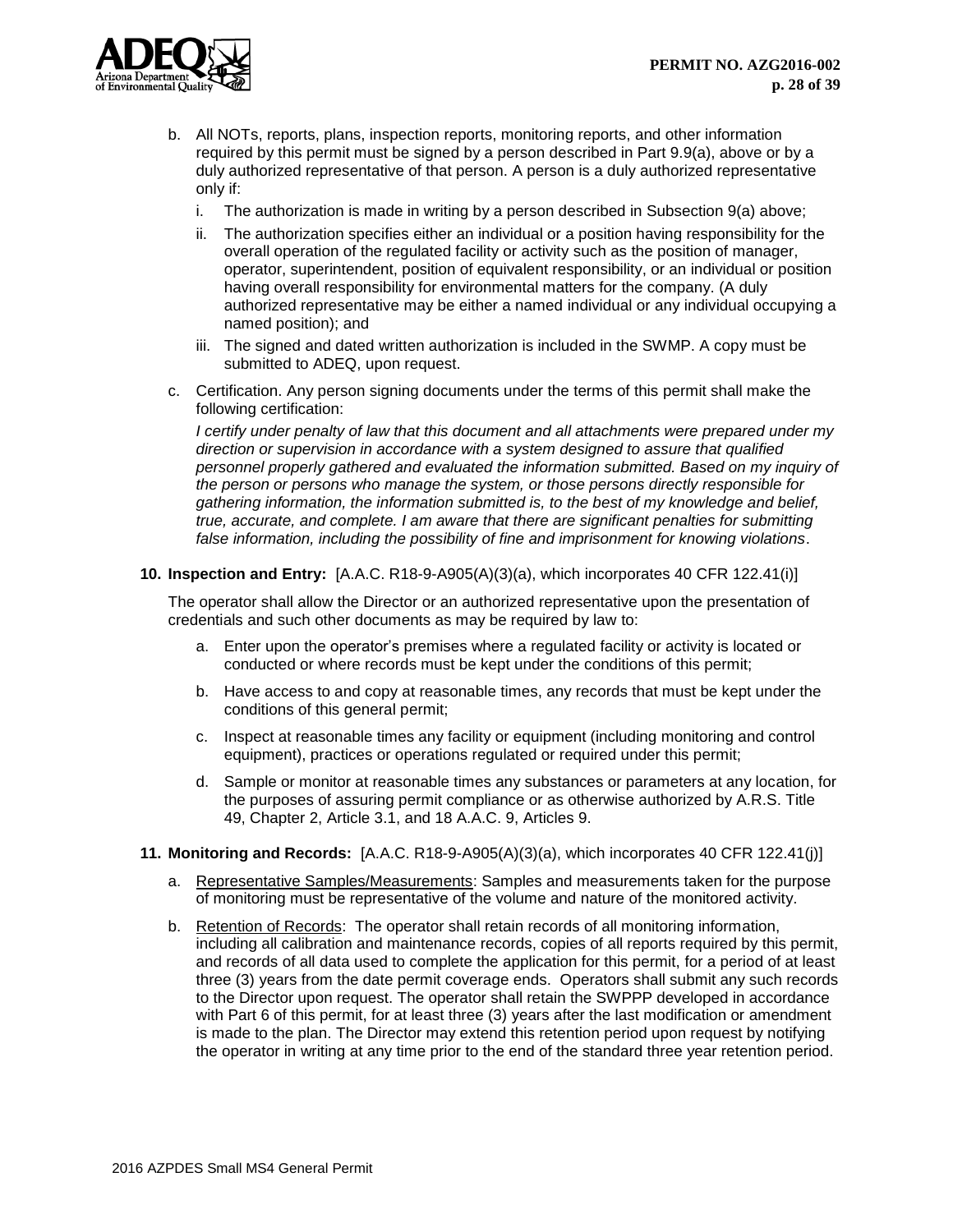b. All NOTs, reports, plans, inspection reports, monitoring reports, and other information required by this permit must be signed by a person described in Part 9.9(a), above or by a duly authorized representative of that person. A person is a duly authorized representative only if:

   i. The authorization is made in writing by a person described in Subsection 9(a) above;

   ii. The authorization specifies either an individual or a position having responsibility for the overall operation of the regulated facility or activity such as the position of manager, operator, superintendent, position of equivalent responsibility, or an individual or position having overall responsibility for environmental matters for the company. (A duly authorized representative may be either a named individual or any individual occupying a named position); and

   iii. The signed and dated written authorization is included in the SWMP. A copy must be submitted to ADEQ, upon request.

c. Certification. Any person signing documents under the terms of this permit shall make the following certification:

   *I certify under penalty of law that this document and all attachments were prepared under my direction or supervision in accordance with a system designed to assure that qualified personnel properly gathered and evaluated the information submitted. Based on my inquiry of the person or persons who manage the system, or those persons directly responsible for gathering information, the information submitted is, to the best of my knowledge and belief, true, accurate, and complete. I am aware that there are significant penalties for submitting false information, including the possibility of fine and imprisonment for knowing violations*.

**10. Inspection and Entry:** [A.A.C. R18-9-A905(A)(3)(a), which incorporates 40 CFR 122.41(i)]

The operator shall allow the Director or an authorized representative upon the presentation of credentials and such other documents as may be required by law to:

a. Enter upon the operator's premises where a regulated facility or activity is located or conducted or where records must be kept under the conditions of this permit;

b. Have access to and copy at reasonable times, any records that must be kept under the conditions of this general permit;

c. Inspect at reasonable times any facility or equipment (including monitoring and control equipment), practices or operations regulated or required under this permit;

d. Sample or monitor at reasonable times any substances or parameters at any location, for the purposes of assuring permit compliance or as otherwise authorized by A.R.S. Title 49, Chapter 2, Article 3.1, and 18 A.A.C. 9, Articles 9.

**11. Monitoring and Records:** [A.A.C. R18-9-A905(A)(3)(a), which incorporates 40 CFR 122.41(j)]

a. Representative Samples/Measurements: Samples and measurements taken for the purpose of monitoring must be representative of the volume and nature of the monitored activity.

b. Retention of Records: The operator shall retain records of all monitoring information, including all calibration and maintenance records, copies of all reports required by this permit, and records of all data used to complete the application for this permit, for a period of at least three (3) years from the date permit coverage ends. Operators shall submit any such records to the Director upon request. The operator shall retain the SWPPP developed in accordance with Part 6 of this permit, for at least three (3) years after the last modification or amendment is made to the plan. The Director may extend this retention period upon request by notifying the operator in writing at any time prior to the end of the standard three year retention period.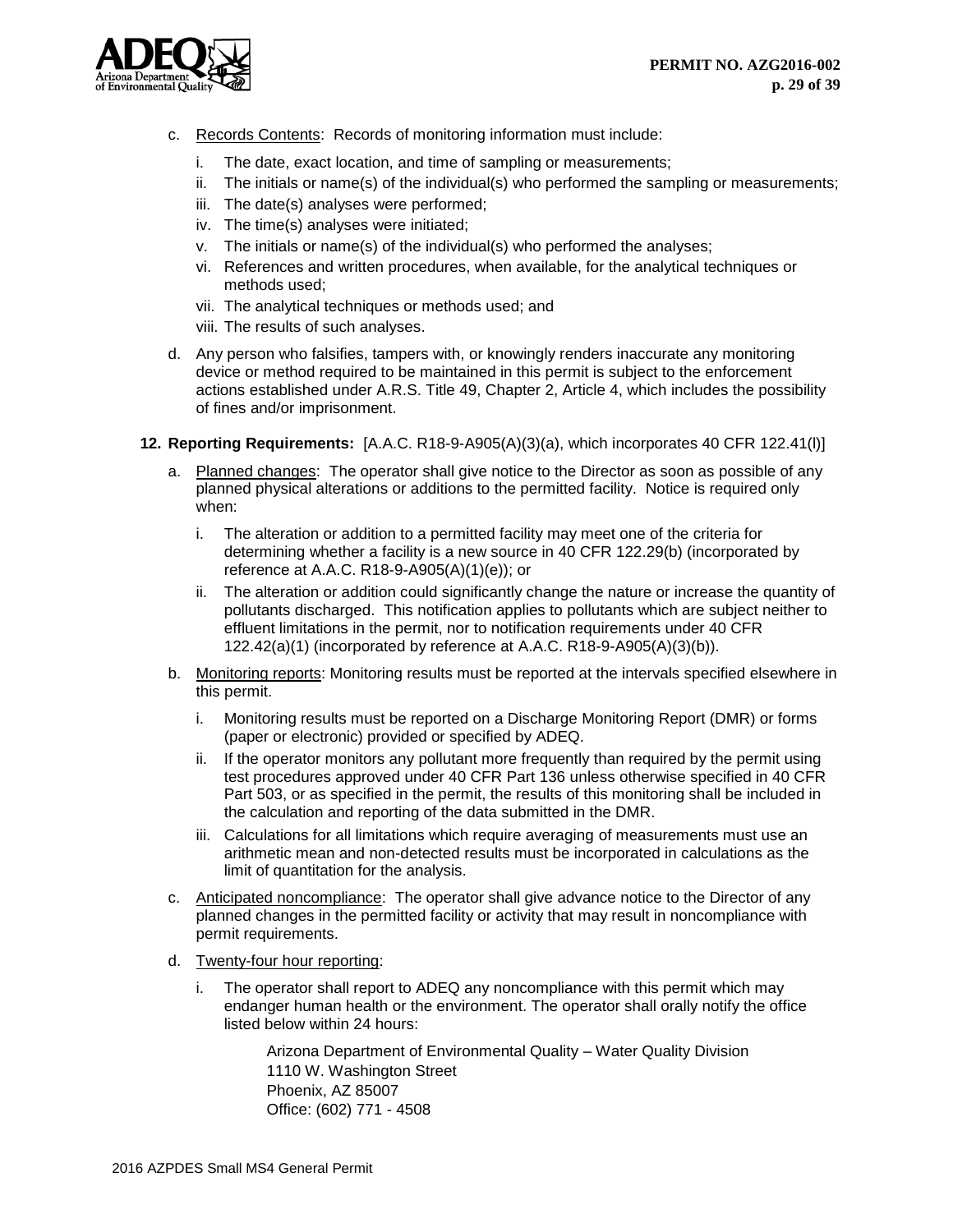c. Records Contents: Records of monitoring information must include:

   i. The date, exact location, and time of sampling or measurements;
   ii. The initials or name(s) of the individual(s) who performed the sampling or measurements;
   iii. The date(s) analyses were performed;
   iv. The time(s) analyses were initiated;
   v. The initials or name(s) of the individual(s) who performed the analyses;
   vi. References and written procedures, when available, for the analytical techniques or methods used;
   vii. The analytical techniques or methods used; and
   viii. The results of such analyses.

d. Any person who falsifies, tampers with, or knowingly renders inaccurate any monitoring device or method required to be maintained in this permit is subject to the enforcement actions established under A.R.S. Title 49, Chapter 2, Article 4, which includes the possibility of fines and/or imprisonment.

**12. Reporting Requirements:** [A.A.C. R18-9-A905(A)(3)(a), which incorporates 40 CFR 122.41(l)]

a. Planned changes: The operator shall give notice to the Director as soon as possible of any planned physical alterations or additions to the permitted facility. Notice is required only when:

   i. The alteration or addition to a permitted facility may meet one of the criteria for determining whether a facility is a new source in 40 CFR 122.29(b) (incorporated by reference at A.A.C. R18-9-A905(A)(1)(e)); or
   ii. The alteration or addition could significantly change the nature or increase the quantity of pollutants discharged. This notification applies to pollutants which are subject neither to effluent limitations in the permit, nor to notification requirements under 40 CFR 122.42(a)(1) (incorporated by reference at A.A.C. R18-9-A905(A)(3)(b)).

b. Monitoring reports: Monitoring results must be reported at the intervals specified elsewhere in this permit.

   i. Monitoring results must be reported on a Discharge Monitoring Report (DMR) or forms (paper or electronic) provided or specified by ADEQ.
   ii. If the operator monitors any pollutant more frequently than required by the permit using test procedures approved under 40 CFR Part 136 unless otherwise specified in 40 CFR Part 503, or as specified in the permit, the results of this monitoring shall be included in the calculation and reporting of the data submitted in the DMR.
   iii. Calculations for all limitations which require averaging of measurements must use an arithmetic mean and non-detected results must be incorporated in calculations as the limit of quantitation for the analysis.

c. Anticipated noncompliance: The operator shall give advance notice to the Director of any planned changes in the permitted facility or activity that may result in noncompliance with permit requirements.

d. Twenty-four hour reporting:

   i. The operator shall report to ADEQ any noncompliance with this permit which may endanger human health or the environment. The operator shall orally notify the office listed below within 24 hours:

      Arizona Department of Environmental Quality – Water Quality Division
      1110 W. Washington Street
      Phoenix, AZ 85007
      Office: (602) 771 - 4508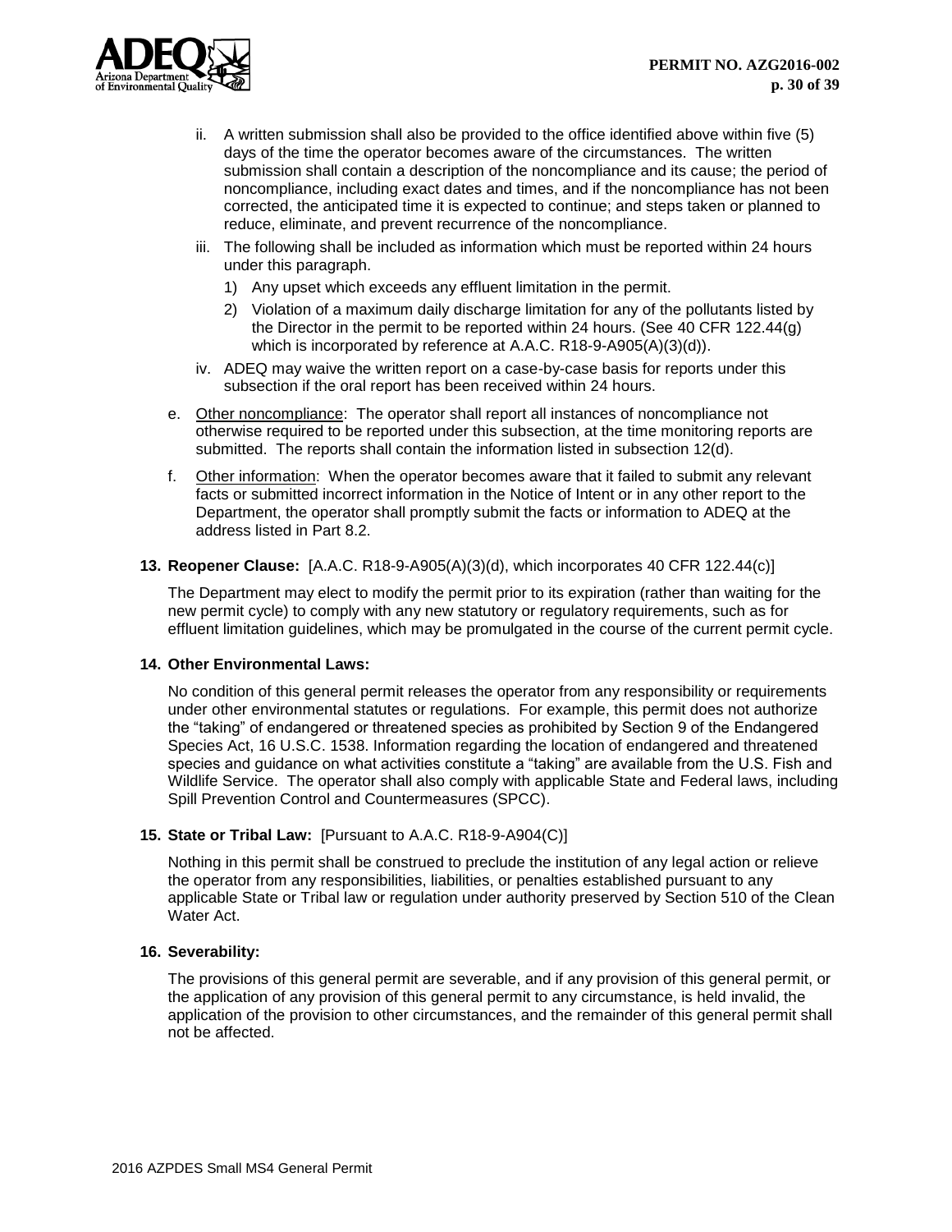ii. A written submission shall also be provided to the office identified above within five (5) days of the time the operator becomes aware of the circumstances. The written submission shall contain a description of the noncompliance and its cause; the period of noncompliance, including exact dates and times, and if the noncompliance has not been corrected, the anticipated time it is expected to continue; and steps taken or planned to reduce, eliminate, and prevent recurrence of the noncompliance.

iii. The following shall be included as information which must be reported within 24 hours under this paragraph.

1) Any upset which exceeds any effluent limitation in the permit.
2) Violation of a maximum daily discharge limitation for any of the pollutants listed by the Director in the permit to be reported within 24 hours. (See 40 CFR 122.44(g) which is incorporated by reference at A.A.C. R18-9-A905(A)(3)(d)).

iv. ADEQ may waive the written report on a case-by-case basis for reports under this subsection if the oral report has been received within 24 hours.

e. Other noncompliance: The operator shall report all instances of noncompliance not otherwise required to be reported under this subsection, at the time monitoring reports are submitted. The reports shall contain the information listed in subsection 12(d).

f. Other information: When the operator becomes aware that it failed to submit any relevant facts or submitted incorrect information in the Notice of Intent or in any other report to the Department, the operator shall promptly submit the facts or information to ADEQ at the address listed in Part 8.2.

**13. Reopener Clause:** [A.A.C. R18-9-A905(A)(3)(d), which incorporates 40 CFR 122.44(c)]

The Department may elect to modify the permit prior to its expiration (rather than waiting for the new permit cycle) to comply with any new statutory or regulatory requirements, such as for effluent limitation guidelines, which may be promulgated in the course of the current permit cycle.

**14. Other Environmental Laws:**

No condition of this general permit releases the operator from any responsibility or requirements under other environmental statutes or regulations. For example, this permit does not authorize the "taking" of endangered or threatened species as prohibited by Section 9 of the Endangered Species Act, 16 U.S.C. 1538. Information regarding the location of endangered and threatened species and guidance on what activities constitute a "taking" are available from the U.S. Fish and Wildlife Service. The operator shall also comply with applicable State and Federal laws, including Spill Prevention Control and Countermeasures (SPCC).

**15. State or Tribal Law:** [Pursuant to A.A.C. R18-9-A904(C)]

Nothing in this permit shall be construed to preclude the institution of any legal action or relieve the operator from any responsibilities, liabilities, or penalties established pursuant to any applicable State or Tribal law or regulation under authority preserved by Section 510 of the Clean Water Act.

**16. Severability:**

The provisions of this general permit are severable, and if any provision of this general permit, or the application of any provision of this general permit to any circumstance, is held invalid, the application of the provision to other circumstances, and the remainder of this general permit shall not be affected.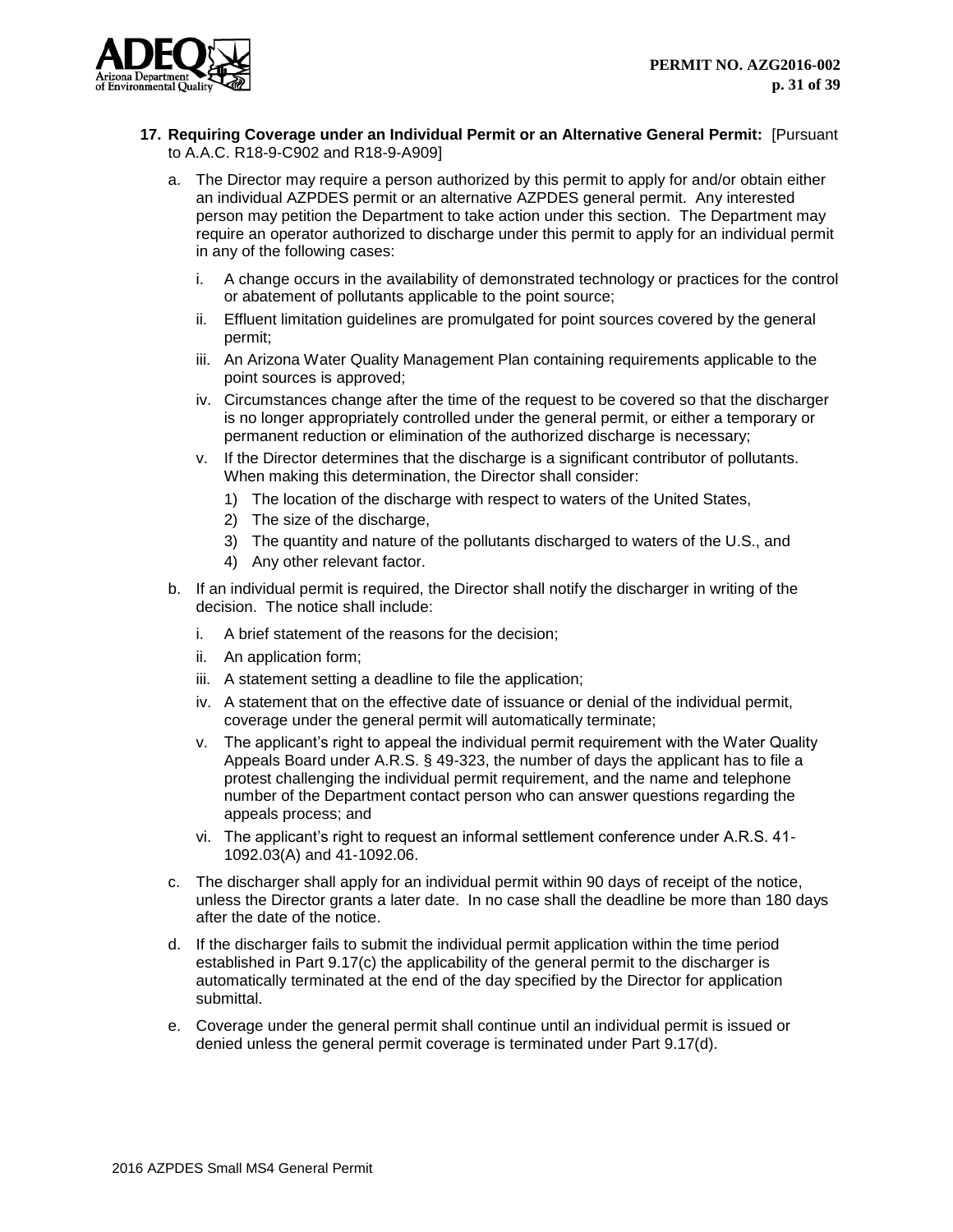**17. Requiring Coverage under an Individual Permit or an Alternative General Permit:** [Pursuant to A.A.C. R18-9-C902 and R18-9-A909]

a. The Director may require a person authorized by this permit to apply for and/or obtain either an individual AZPDES permit or an alternative AZPDES general permit. Any interested person may petition the Department to take action under this section. The Department may require an operator authorized to discharge under this permit to apply for an individual permit in any of the following cases:

   i. A change occurs in the availability of demonstrated technology or practices for the control or abatement of pollutants applicable to the point source;

   ii. Effluent limitation guidelines are promulgated for point sources covered by the general permit;

   iii. An Arizona Water Quality Management Plan containing requirements applicable to the point sources is approved;

   iv. Circumstances change after the time of the request to be covered so that the discharger is no longer appropriately controlled under the general permit, or either a temporary or permanent reduction or elimination of the authorized discharge is necessary;

   v. If the Director determines that the discharge is a significant contributor of pollutants. When making this determination, the Director shall consider:

      1) The location of the discharge with respect to waters of the United States,

      2) The size of the discharge,

      3) The quantity and nature of the pollutants discharged to waters of the U.S., and

      4) Any other relevant factor.

b. If an individual permit is required, the Director shall notify the discharger in writing of the decision. The notice shall include:

   i. A brief statement of the reasons for the decision;

   ii. An application form;

   iii. A statement setting a deadline to file the application;

   iv. A statement that on the effective date of issuance or denial of the individual permit, coverage under the general permit will automatically terminate;

   v. The applicant's right to appeal the individual permit requirement with the Water Quality Appeals Board under A.R.S. § 49-323, the number of days the applicant has to file a protest challenging the individual permit requirement, and the name and telephone number of the Department contact person who can answer questions regarding the appeals process; and

   vi. The applicant's right to request an informal settlement conference under A.R.S. 41-1092.03(A) and 41-1092.06.

c. The discharger shall apply for an individual permit within 90 days of receipt of the notice, unless the Director grants a later date. In no case shall the deadline be more than 180 days after the date of the notice.

d. If the discharger fails to submit the individual permit application within the time period established in Part 9.17(c) the applicability of the general permit to the discharger is automatically terminated at the end of the day specified by the Director for application submittal.

e. Coverage under the general permit shall continue until an individual permit is issued or denied unless the general permit coverage is terminated under Part 9.17(d).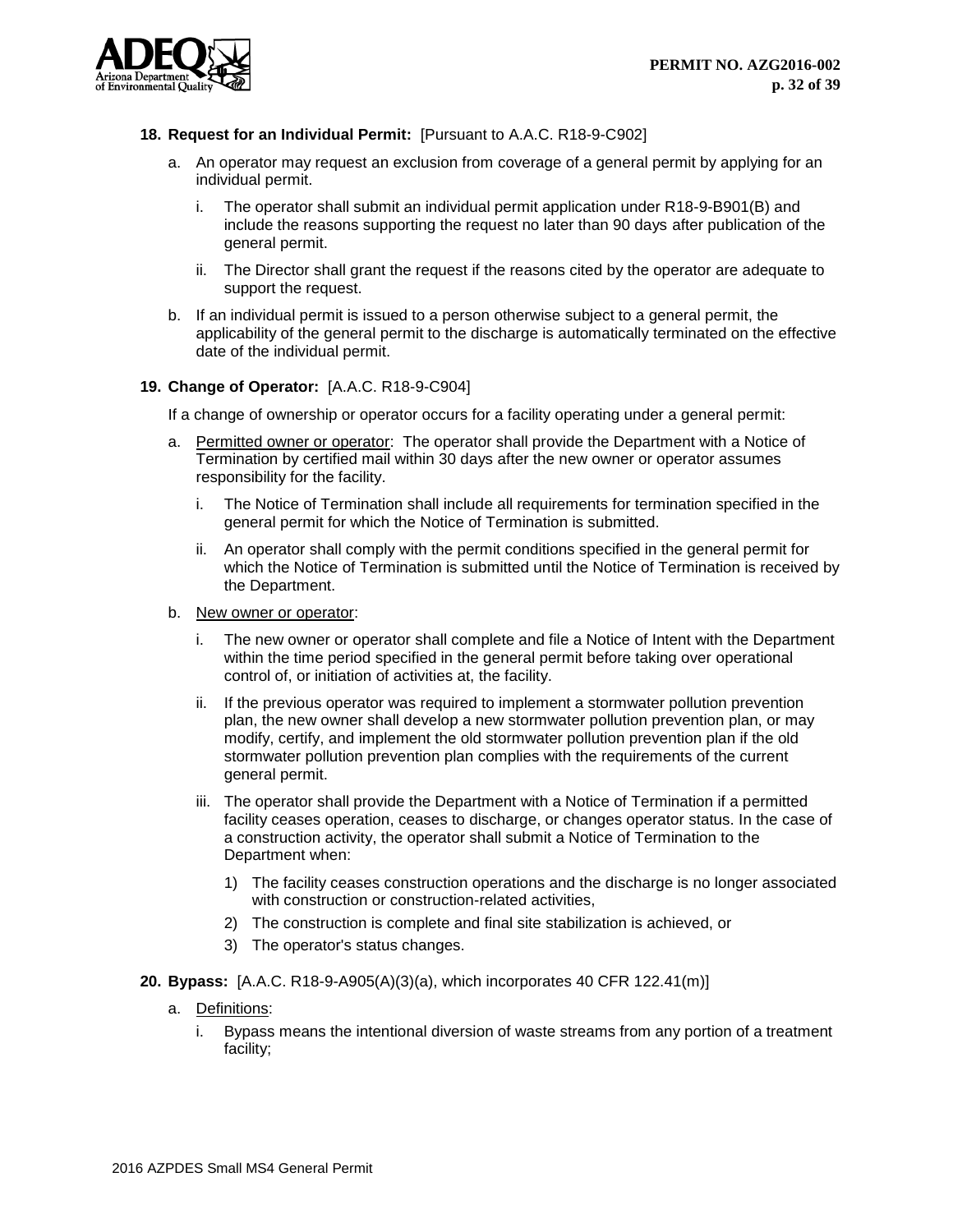**18. Request for an Individual Permit:** [Pursuant to A.A.C. R18-9-C902]

a. An operator may request an exclusion from coverage of a general permit by applying for an individual permit.

   i. The operator shall submit an individual permit application under R18-9-B901(B) and include the reasons supporting the request no later than 90 days after publication of the general permit.

   ii. The Director shall grant the request if the reasons cited by the operator are adequate to support the request.

b. If an individual permit is issued to a person otherwise subject to a general permit, the applicability of the general permit to the discharge is automatically terminated on the effective date of the individual permit.

**19. Change of Operator:** [A.A.C. R18-9-C904]

If a change of ownership or operator occurs for a facility operating under a general permit:

a. Permitted owner or operator: The operator shall provide the Department with a Notice of Termination by certified mail within 30 days after the new owner or operator assumes responsibility for the facility.

   i. The Notice of Termination shall include all requirements for termination specified in the general permit for which the Notice of Termination is submitted.

   ii. An operator shall comply with the permit conditions specified in the general permit for which the Notice of Termination is submitted until the Notice of Termination is received by the Department.

b. New owner or operator:

   i. The new owner or operator shall complete and file a Notice of Intent with the Department within the time period specified in the general permit before taking over operational control of, or initiation of activities at, the facility.

   ii. If the previous operator was required to implement a stormwater pollution prevention plan, the new owner shall develop a new stormwater pollution prevention plan, or may modify, certify, and implement the old stormwater pollution prevention plan if the old stormwater pollution prevention plan complies with the requirements of the current general permit.

   iii. The operator shall provide the Department with a Notice of Termination if a permitted facility ceases operation, ceases to discharge, or changes operator status. In the case of a construction activity, the operator shall submit a Notice of Termination to the Department when:

      1) The facility ceases construction operations and the discharge is no longer associated with construction or construction-related activities,

      2) The construction is complete and final site stabilization is achieved, or

      3) The operator's status changes.

**20. Bypass:** [A.A.C. R18-9-A905(A)(3)(a), which incorporates 40 CFR 122.41(m)]

a. Definitions:

   i. Bypass means the intentional diversion of waste streams from any portion of a treatment facility;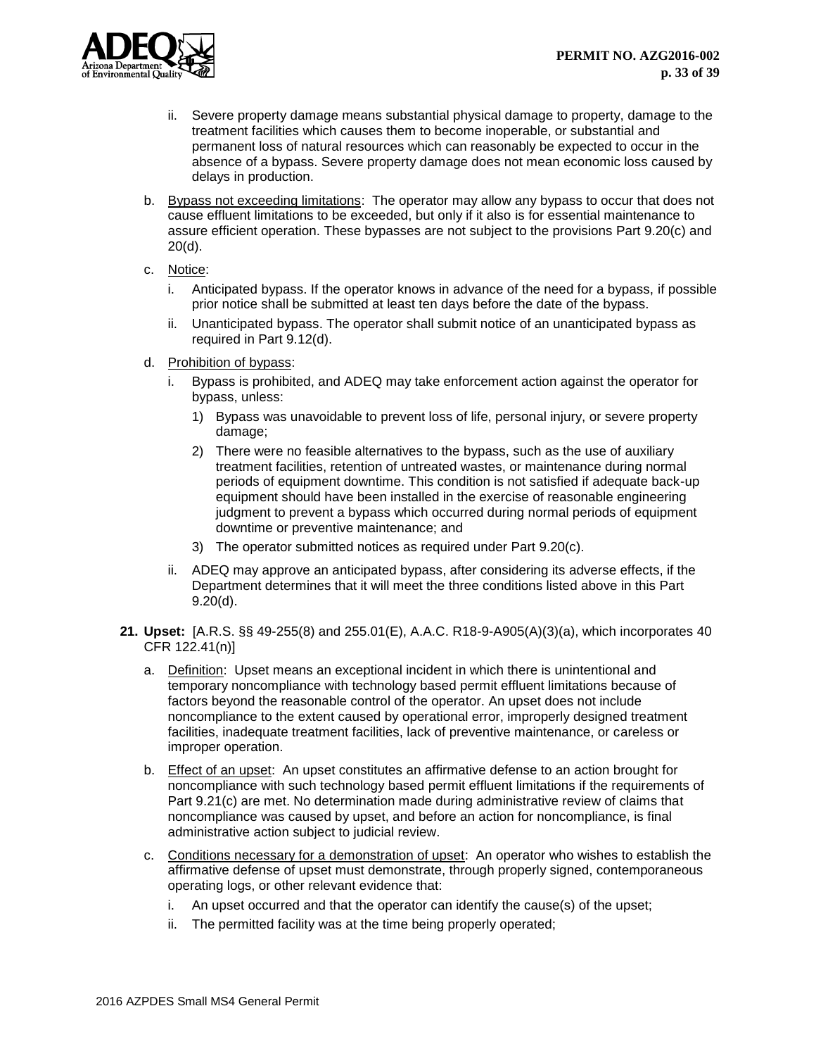ii. Severe property damage means substantial physical damage to property, damage to the treatment facilities which causes them to become inoperable, or substantial and permanent loss of natural resources which can reasonably be expected to occur in the absence of a bypass. Severe property damage does not mean economic loss caused by delays in production.

b. Bypass not exceeding limitations: The operator may allow any bypass to occur that does not cause effluent limitations to be exceeded, but only if it also is for essential maintenance to assure efficient operation. These bypasses are not subject to the provisions Part 9.20(c) and 20(d).

c. Notice:

i. Anticipated bypass. If the operator knows in advance of the need for a bypass, if possible prior notice shall be submitted at least ten days before the date of the bypass.

ii. Unanticipated bypass. The operator shall submit notice of an unanticipated bypass as required in Part 9.12(d).

d. Prohibition of bypass:

i. Bypass is prohibited, and ADEQ may take enforcement action against the operator for bypass, unless:

1) Bypass was unavoidable to prevent loss of life, personal injury, or severe property damage;

2) There were no feasible alternatives to the bypass, such as the use of auxiliary treatment facilities, retention of untreated wastes, or maintenance during normal periods of equipment downtime. This condition is not satisfied if adequate back-up equipment should have been installed in the exercise of reasonable engineering judgment to prevent a bypass which occurred during normal periods of equipment downtime or preventive maintenance; and

3) The operator submitted notices as required under Part 9.20(c).

ii. ADEQ may approve an anticipated bypass, after considering its adverse effects, if the Department determines that it will meet the three conditions listed above in this Part 9.20(d).

**21. Upset:** [A.R.S. §§ 49-255(8) and 255.01(E), A.A.C. R18-9-A905(A)(3)(a), which incorporates 40 CFR 122.41(n)]

a. Definition: Upset means an exceptional incident in which there is unintentional and temporary noncompliance with technology based permit effluent limitations because of factors beyond the reasonable control of the operator. An upset does not include noncompliance to the extent caused by operational error, improperly designed treatment facilities, inadequate treatment facilities, lack of preventive maintenance, or careless or improper operation.

b. Effect of an upset: An upset constitutes an affirmative defense to an action brought for noncompliance with such technology based permit effluent limitations if the requirements of Part 9.21(c) are met. No determination made during administrative review of claims that noncompliance was caused by upset, and before an action for noncompliance, is final administrative action subject to judicial review.

c. Conditions necessary for a demonstration of upset: An operator who wishes to establish the affirmative defense of upset must demonstrate, through properly signed, contemporaneous operating logs, or other relevant evidence that:

i. An upset occurred and that the operator can identify the cause(s) of the upset;

ii. The permitted facility was at the time being properly operated;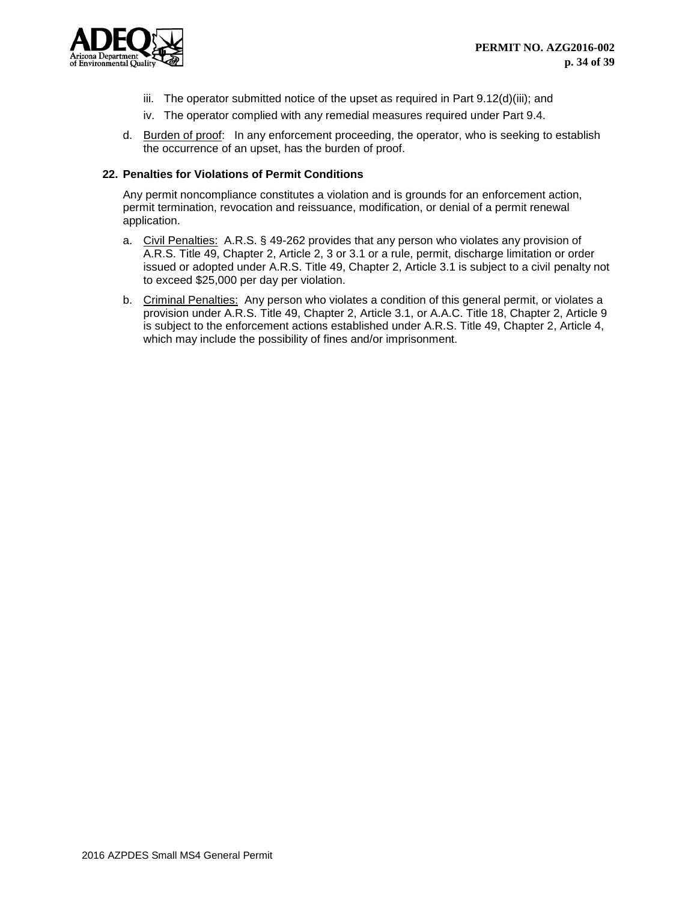iii. The operator submitted notice of the upset as required in Part 9.12(d)(iii); and
iv. The operator complied with any remedial measures required under Part 9.4.

d. Burden of proof: In any enforcement proceeding, the operator, who is seeking to establish the occurrence of an upset, has the burden of proof.

### 22. Penalties for Violations of Permit Conditions

Any permit noncompliance constitutes a violation and is grounds for an enforcement action, permit termination, revocation and reissuance, modification, or denial of a permit renewal application.

a. Civil Penalties: A.R.S. § 49-262 provides that any person who violates any provision of A.R.S. Title 49, Chapter 2, Article 2, 3 or 3.1 or a rule, permit, discharge limitation or order issued or adopted under A.R.S. Title 49, Chapter 2, Article 3.1 is subject to a civil penalty not to exceed $25,000 per day per violation.

b. Criminal Penalties: Any person who violates a condition of this general permit, or violates a provision under A.R.S. Title 49, Chapter 2, Article 3.1, or A.A.C. Title 18, Chapter 2, Article 9 is subject to the enforcement actions established under A.R.S. Title 49, Chapter 2, Article 4, which may include the possibility of fines and/or imprisonment.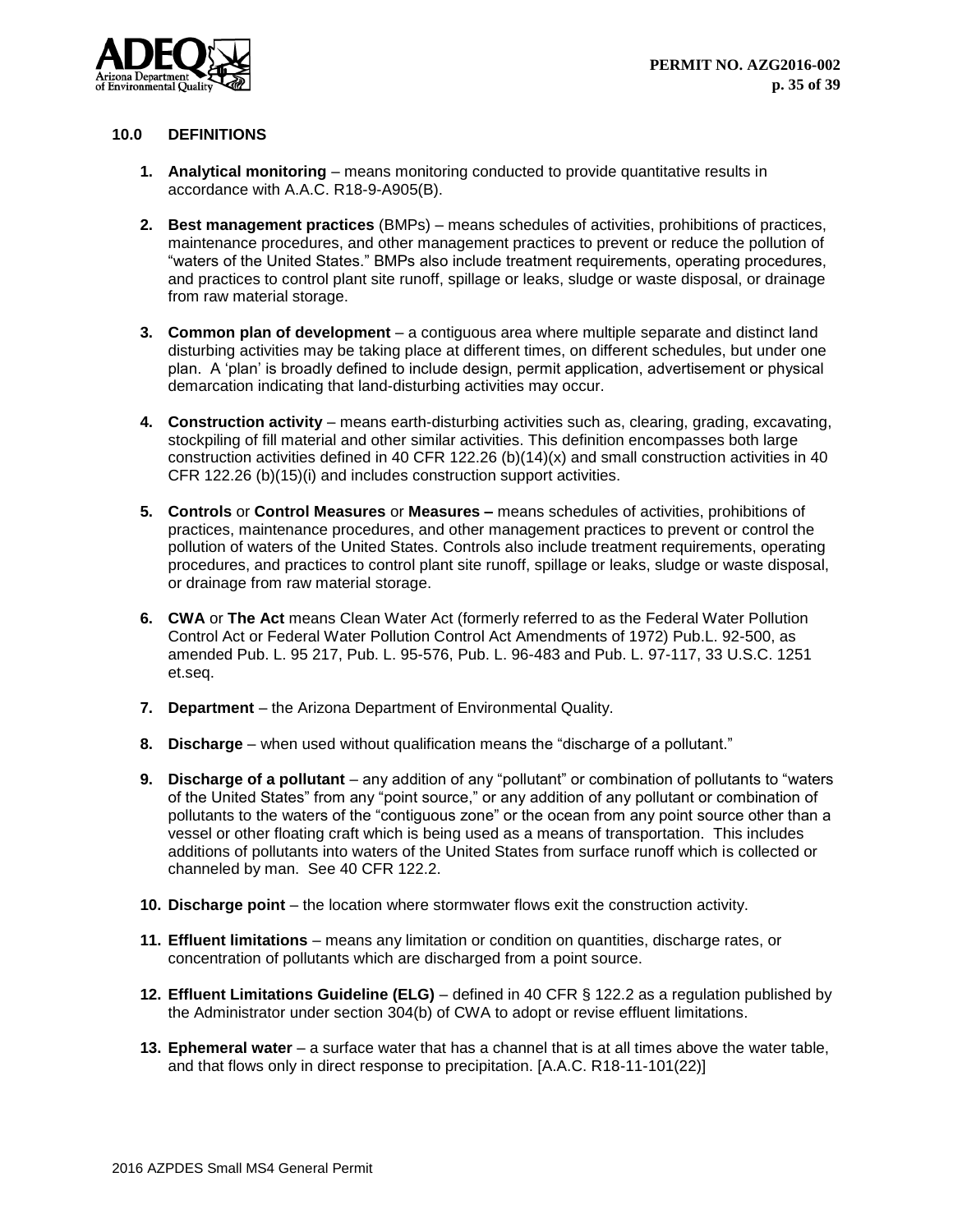## 10.0 DEFINITIONS

1. **Analytical monitoring** – means monitoring conducted to provide quantitative results in accordance with A.A.C. R18-9-A905(B).

2. **Best management practices** (BMPs) – means schedules of activities, prohibitions of practices, maintenance procedures, and other management practices to prevent or reduce the pollution of "waters of the United States." BMPs also include treatment requirements, operating procedures, and practices to control plant site runoff, spillage or leaks, sludge or waste disposal, or drainage from raw material storage.

3. **Common plan of development** – a contiguous area where multiple separate and distinct land disturbing activities may be taking place at different times, on different schedules, but under one plan. A 'plan' is broadly defined to include design, permit application, advertisement or physical demarcation indicating that land-disturbing activities may occur.

4. **Construction activity** – means earth-disturbing activities such as, clearing, grading, excavating, stockpiling of fill material and other similar activities. This definition encompasses both large construction activities defined in 40 CFR 122.26 (b)(14)(x) and small construction activities in 40 CFR 122.26 (b)(15)(i) and includes construction support activities.

5. **Controls** or **Control Measures** or **Measures –** means schedules of activities, prohibitions of practices, maintenance procedures, and other management practices to prevent or control the pollution of waters of the United States. Controls also include treatment requirements, operating procedures, and practices to control plant site runoff, spillage or leaks, sludge or waste disposal, or drainage from raw material storage.

6. **CWA** or **The Act** means Clean Water Act (formerly referred to as the Federal Water Pollution Control Act or Federal Water Pollution Control Act Amendments of 1972) Pub.L. 92-500, as amended Pub. L. 95 217, Pub. L. 95-576, Pub. L. 96-483 and Pub. L. 97-117, 33 U.S.C. 1251 et.seq.

7. **Department** – the Arizona Department of Environmental Quality.

8. **Discharge** – when used without qualification means the "discharge of a pollutant."

9. **Discharge of a pollutant** – any addition of any "pollutant" or combination of pollutants to "waters of the United States" from any "point source," or any addition of any pollutant or combination of pollutants to the waters of the "contiguous zone" or the ocean from any point source other than a vessel or other floating craft which is being used as a means of transportation. This includes additions of pollutants into waters of the United States from surface runoff which is collected or channeled by man. See 40 CFR 122.2.

10. **Discharge point** – the location where stormwater flows exit the construction activity.

11. **Effluent limitations** – means any limitation or condition on quantities, discharge rates, or concentration of pollutants which are discharged from a point source.

12. **Effluent Limitations Guideline (ELG)** – defined in 40 CFR § 122.2 as a regulation published by the Administrator under section 304(b) of CWA to adopt or revise effluent limitations.

13. **Ephemeral water** – a surface water that has a channel that is at all times above the water table, and that flows only in direct response to precipitation. [A.A.C. R18-11-101(22)]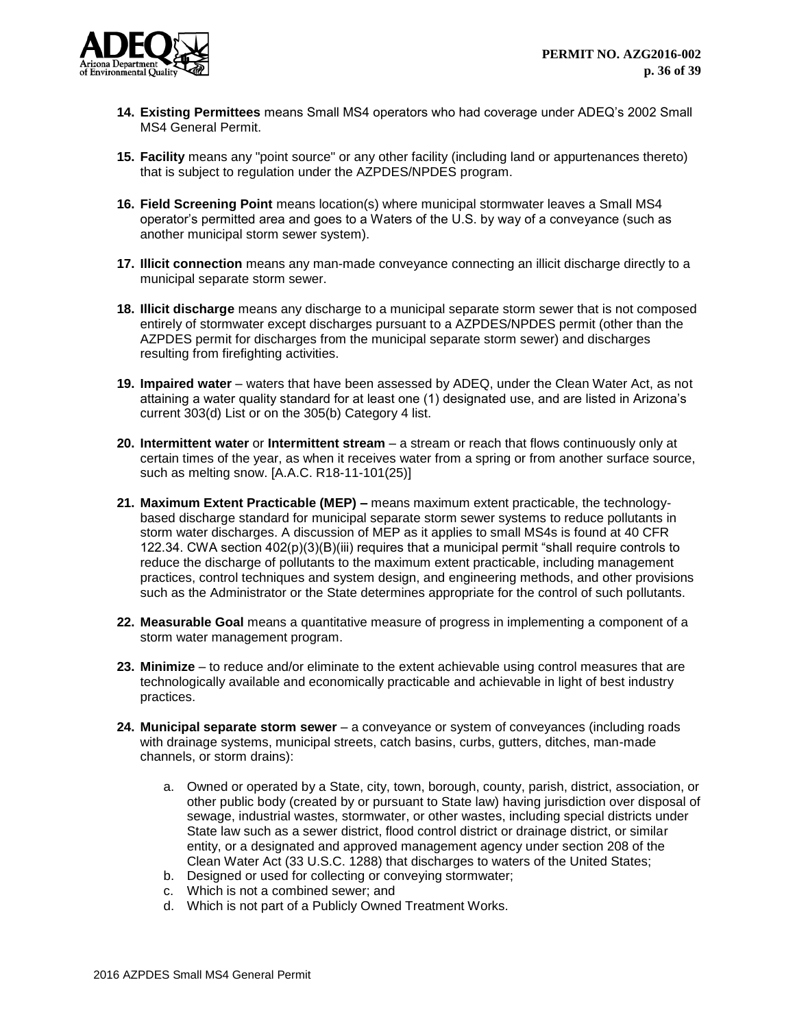14. **Existing Permittees** means Small MS4 operators who had coverage under ADEQ's 2002 Small MS4 General Permit.

15. **Facility** means any "point source" or any other facility (including land or appurtenances thereto) that is subject to regulation under the AZPDES/NPDES program.

16. **Field Screening Point** means location(s) where municipal stormwater leaves a Small MS4 operator's permitted area and goes to a Waters of the U.S. by way of a conveyance (such as another municipal storm sewer system).

17. **Illicit connection** means any man-made conveyance connecting an illicit discharge directly to a municipal separate storm sewer.

18. **Illicit discharge** means any discharge to a municipal separate storm sewer that is not composed entirely of stormwater except discharges pursuant to a AZPDES/NPDES permit (other than the AZPDES permit for discharges from the municipal separate storm sewer) and discharges resulting from firefighting activities.

19. **Impaired water** – waters that have been assessed by ADEQ, under the Clean Water Act, as not attaining a water quality standard for at least one (1) designated use, and are listed in Arizona's current 303(d) List or on the 305(b) Category 4 list.

20. **Intermittent water** or **Intermittent stream** – a stream or reach that flows continuously only at certain times of the year, as when it receives water from a spring or from another surface source, such as melting snow. [A.A.C. R18-11-101(25)]

21. **Maximum Extent Practicable (MEP) –** means maximum extent practicable, the technology-based discharge standard for municipal separate storm sewer systems to reduce pollutants in storm water discharges. A discussion of MEP as it applies to small MS4s is found at 40 CFR 122.34. CWA section 402(p)(3)(B)(iii) requires that a municipal permit "shall require controls to reduce the discharge of pollutants to the maximum extent practicable, including management practices, control techniques and system design, and engineering methods, and other provisions such as the Administrator or the State determines appropriate for the control of such pollutants.

22. **Measurable Goal** means a quantitative measure of progress in implementing a component of a storm water management program.

23. **Minimize** – to reduce and/or eliminate to the extent achievable using control measures that are technologically available and economically practicable and achievable in light of best industry practices.

24. **Municipal separate storm sewer** – a conveyance or system of conveyances (including roads with drainage systems, municipal streets, catch basins, curbs, gutters, ditches, man-made channels, or storm drains):

    a. Owned or operated by a State, city, town, borough, county, parish, district, association, or other public body (created by or pursuant to State law) having jurisdiction over disposal of sewage, industrial wastes, stormwater, or other wastes, including special districts under State law such as a sewer district, flood control district or drainage district, or similar entity, or a designated and approved management agency under section 208 of the Clean Water Act (33 U.S.C. 1288) that discharges to waters of the United States;
    b. Designed or used for collecting or conveying stormwater;
    c. Which is not a combined sewer; and
    d. Which is not part of a Publicly Owned Treatment Works.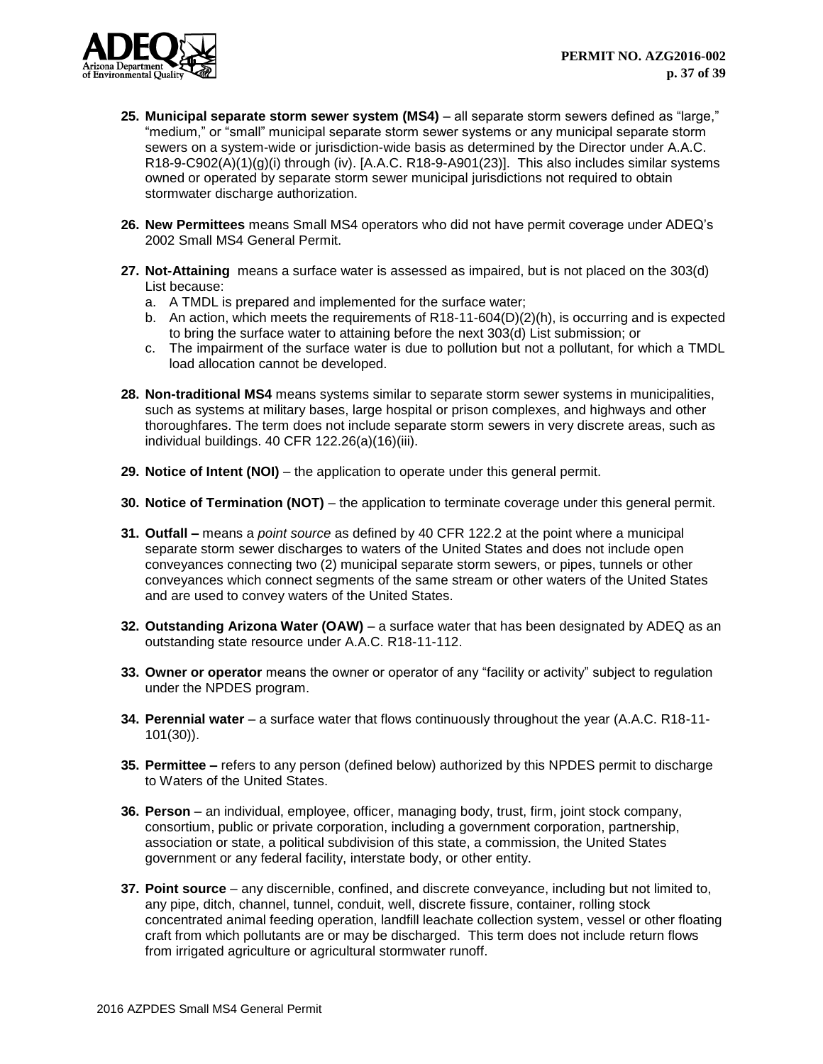25. **Municipal separate storm sewer system (MS4)** – all separate storm sewers defined as "large," "medium," or "small" municipal separate storm sewer systems or any municipal separate storm sewers on a system-wide or jurisdiction-wide basis as determined by the Director under A.A.C. R18-9-C902(A)(1)(g)(i) through (iv). [A.A.C. R18-9-A901(23)]. This also includes similar systems owned or operated by separate storm sewer municipal jurisdictions not required to obtain stormwater discharge authorization.

26. **New Permittees** means Small MS4 operators who did not have permit coverage under ADEQ's 2002 Small MS4 General Permit.

27. **Not-Attaining** means a surface water is assessed as impaired, but is not placed on the 303(d) List because:
    a. A TMDL is prepared and implemented for the surface water;
    b. An action, which meets the requirements of R18-11-604(D)(2)(h), is occurring and is expected to bring the surface water to attaining before the next 303(d) List submission; or
    c. The impairment of the surface water is due to pollution but not a pollutant, for which a TMDL load allocation cannot be developed.

28. **Non-traditional MS4** means systems similar to separate storm sewer systems in municipalities, such as systems at military bases, large hospital or prison complexes, and highways and other thoroughfares. The term does not include separate storm sewers in very discrete areas, such as individual buildings. 40 CFR 122.26(a)(16)(iii).

29. **Notice of Intent (NOI)** – the application to operate under this general permit.

30. **Notice of Termination (NOT)** – the application to terminate coverage under this general permit.

31. **Outfall –** means a *point source* as defined by 40 CFR 122.2 at the point where a municipal separate storm sewer discharges to waters of the United States and does not include open conveyances connecting two (2) municipal separate storm sewers, or pipes, tunnels or other conveyances which connect segments of the same stream or other waters of the United States and are used to convey waters of the United States.

32. **Outstanding Arizona Water (OAW)** – a surface water that has been designated by ADEQ as an outstanding state resource under A.A.C. R18-11-112.

33. **Owner or operator** means the owner or operator of any "facility or activity" subject to regulation under the NPDES program.

34. **Perennial water** – a surface water that flows continuously throughout the year (A.A.C. R18-11-101(30)).

35. **Permittee –** refers to any person (defined below) authorized by this NPDES permit to discharge to Waters of the United States.

36. **Person** – an individual, employee, officer, managing body, trust, firm, joint stock company, consortium, public or private corporation, including a government corporation, partnership, association or state, a political subdivision of this state, a commission, the United States government or any federal facility, interstate body, or other entity.

37. **Point source** – any discernible, confined, and discrete conveyance, including but not limited to, any pipe, ditch, channel, tunnel, conduit, well, discrete fissure, container, rolling stock concentrated animal feeding operation, landfill leachate collection system, vessel or other floating craft from which pollutants are or may be discharged. This term does not include return flows from irrigated agriculture or agricultural stormwater runoff.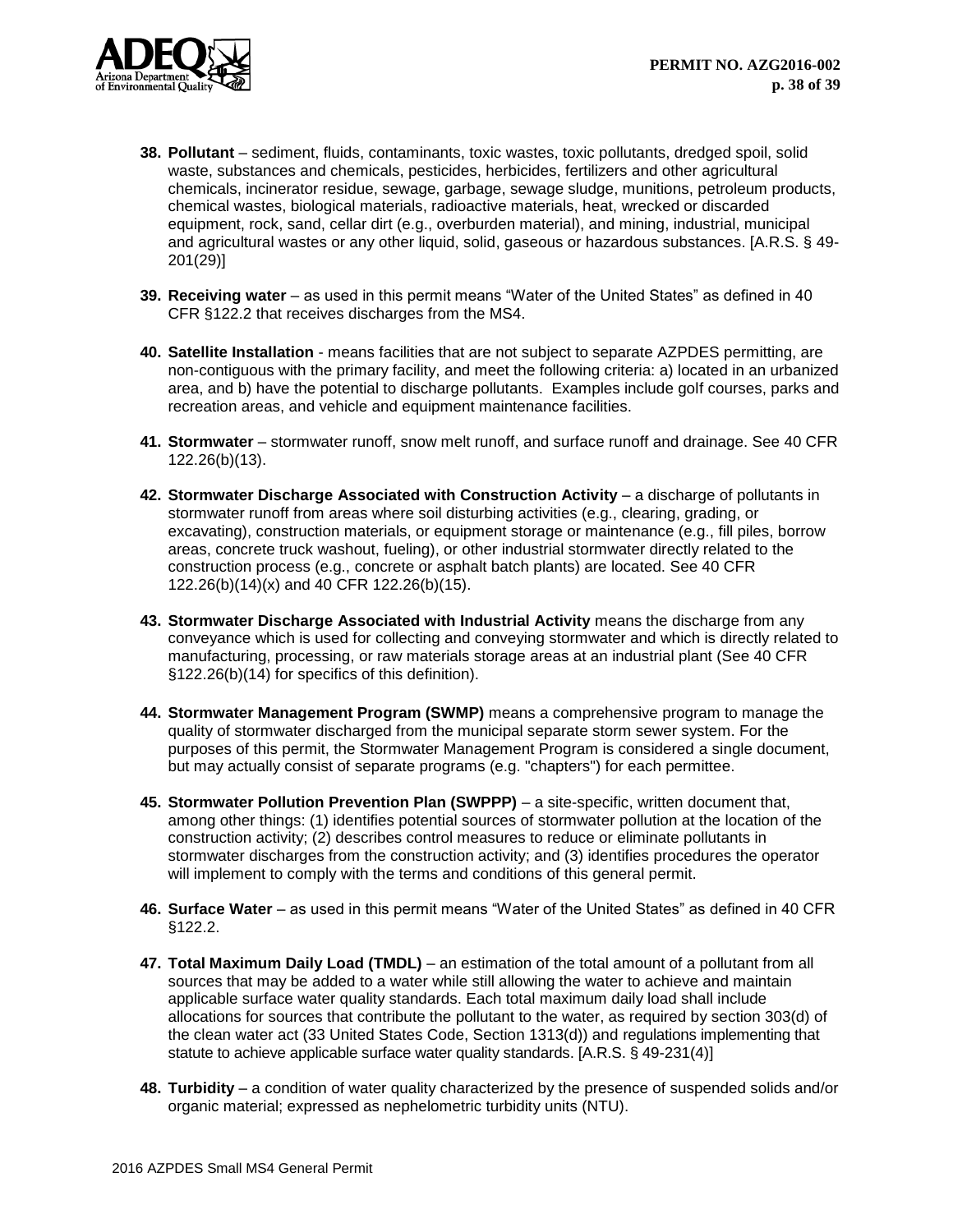38. **Pollutant** – sediment, fluids, contaminants, toxic wastes, toxic pollutants, dredged spoil, solid waste, substances and chemicals, pesticides, herbicides, fertilizers and other agricultural chemicals, incinerator residue, sewage, garbage, sewage sludge, munitions, petroleum products, chemical wastes, biological materials, radioactive materials, heat, wrecked or discarded equipment, rock, sand, cellar dirt (e.g., overburden material), and mining, industrial, municipal and agricultural wastes or any other liquid, solid, gaseous or hazardous substances. [A.R.S. § 49-201(29)]

39. **Receiving water** – as used in this permit means "Water of the United States" as defined in 40 CFR §122.2 that receives discharges from the MS4.

40. **Satellite Installation** - means facilities that are not subject to separate AZPDES permitting, are non-contiguous with the primary facility, and meet the following criteria: a) located in an urbanized area, and b) have the potential to discharge pollutants. Examples include golf courses, parks and recreation areas, and vehicle and equipment maintenance facilities.

41. **Stormwater** – stormwater runoff, snow melt runoff, and surface runoff and drainage. See 40 CFR 122.26(b)(13).

42. **Stormwater Discharge Associated with Construction Activity** – a discharge of pollutants in stormwater runoff from areas where soil disturbing activities (e.g., clearing, grading, or excavating), construction materials, or equipment storage or maintenance (e.g., fill piles, borrow areas, concrete truck washout, fueling), or other industrial stormwater directly related to the construction process (e.g., concrete or asphalt batch plants) are located. See 40 CFR 122.26(b)(14)(x) and 40 CFR 122.26(b)(15).

43. **Stormwater Discharge Associated with Industrial Activity** means the discharge from any conveyance which is used for collecting and conveying stormwater and which is directly related to manufacturing, processing, or raw materials storage areas at an industrial plant (See 40 CFR §122.26(b)(14) for specifics of this definition).

44. **Stormwater Management Program (SWMP)** means a comprehensive program to manage the quality of stormwater discharged from the municipal separate storm sewer system. For the purposes of this permit, the Stormwater Management Program is considered a single document, but may actually consist of separate programs (e.g. "chapters") for each permittee.

45. **Stormwater Pollution Prevention Plan (SWPPP)** – a site-specific, written document that, among other things: (1) identifies potential sources of stormwater pollution at the location of the construction activity; (2) describes control measures to reduce or eliminate pollutants in stormwater discharges from the construction activity; and (3) identifies procedures the operator will implement to comply with the terms and conditions of this general permit.

46. **Surface Water** – as used in this permit means "Water of the United States" as defined in 40 CFR §122.2.

47. **Total Maximum Daily Load (TMDL)** – an estimation of the total amount of a pollutant from all sources that may be added to a water while still allowing the water to achieve and maintain applicable surface water quality standards. Each total maximum daily load shall include allocations for sources that contribute the pollutant to the water, as required by section 303(d) of the clean water act (33 United States Code, Section 1313(d)) and regulations implementing that statute to achieve applicable surface water quality standards. [A.R.S. § 49-231(4)]

48. **Turbidity** – a condition of water quality characterized by the presence of suspended solids and/or organic material; expressed as nephelometric turbidity units (NTU).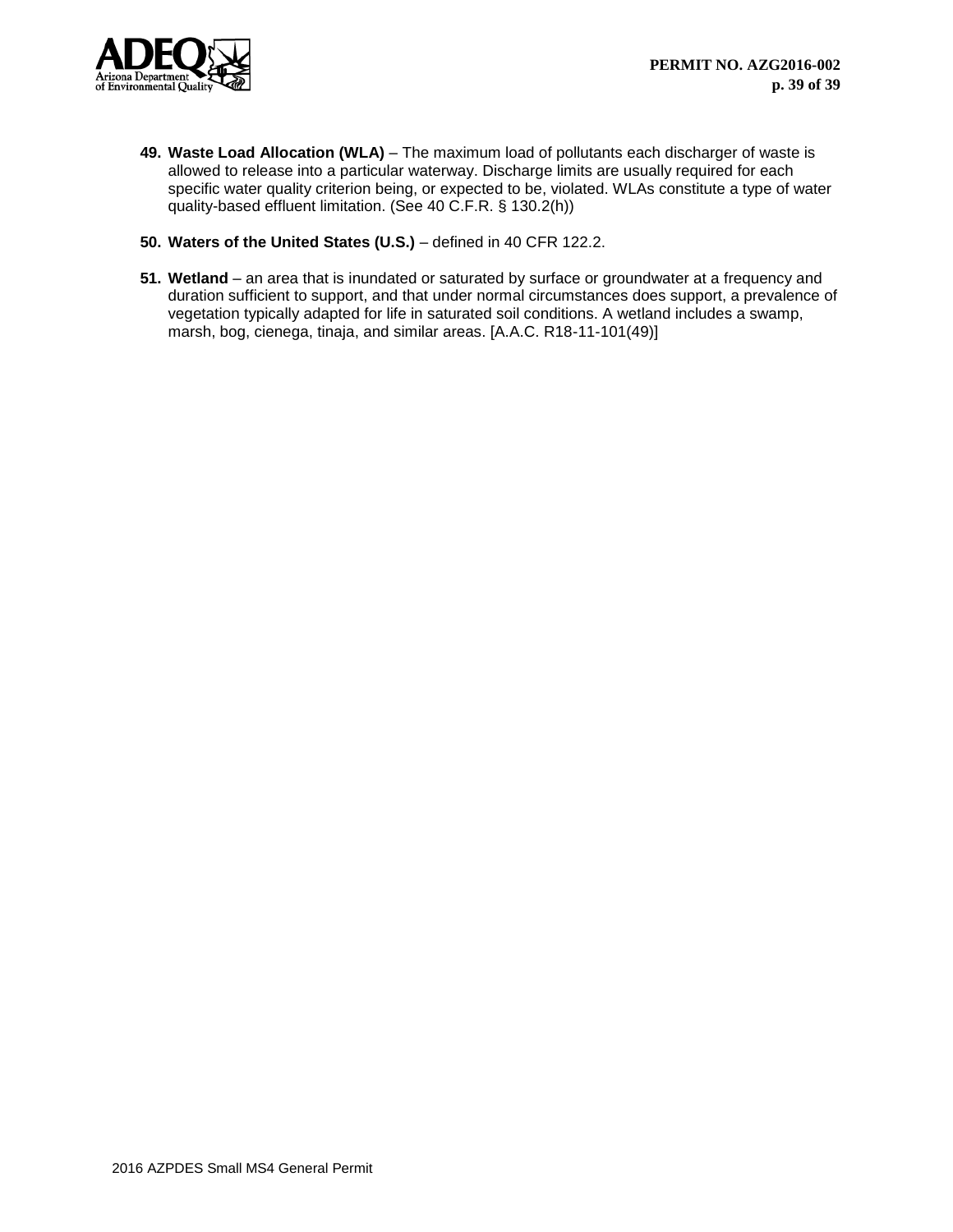49. **Waste Load Allocation (WLA)** – The maximum load of pollutants each discharger of waste is allowed to release into a particular waterway. Discharge limits are usually required for each specific water quality criterion being, or expected to be, violated. WLAs constitute a type of water quality-based effluent limitation. (See 40 C.F.R. § 130.2(h))

50. **Waters of the United States (U.S.)** – defined in 40 CFR 122.2.

51. **Wetland** – an area that is inundated or saturated by surface or groundwater at a frequency and duration sufficient to support, and that under normal circumstances does support, a prevalence of vegetation typically adapted for life in saturated soil conditions. A wetland includes a swamp, marsh, bog, cienega, tinaja, and similar areas. [A.A.C. R18-11-101(49)]